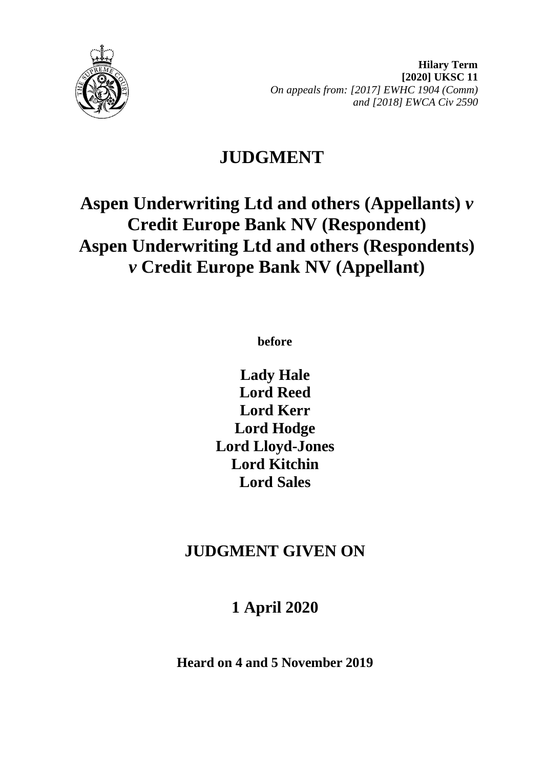**Hilary Term**
**[2020] UKSC 11**
*On appeals from: [2017] EWHC 1904 (Comm) and [2018] EWCA Civ 2590*

# JUDGMENT

## Aspen Underwriting Ltd and others (Appellants) *v* Credit Europe Bank NV (Respondent)
## Aspen Underwriting Ltd and others (Respondents) *v* Credit Europe Bank NV (Appellant)

**before**

**Lady Hale**
**Lord Reed**
**Lord Kerr**
**Lord Hodge**
**Lord Lloyd-Jones**
**Lord Kitchin**
**Lord Sales**

## JUDGMENT GIVEN ON

## 1 April 2020

**Heard on 4 and 5 November 2019**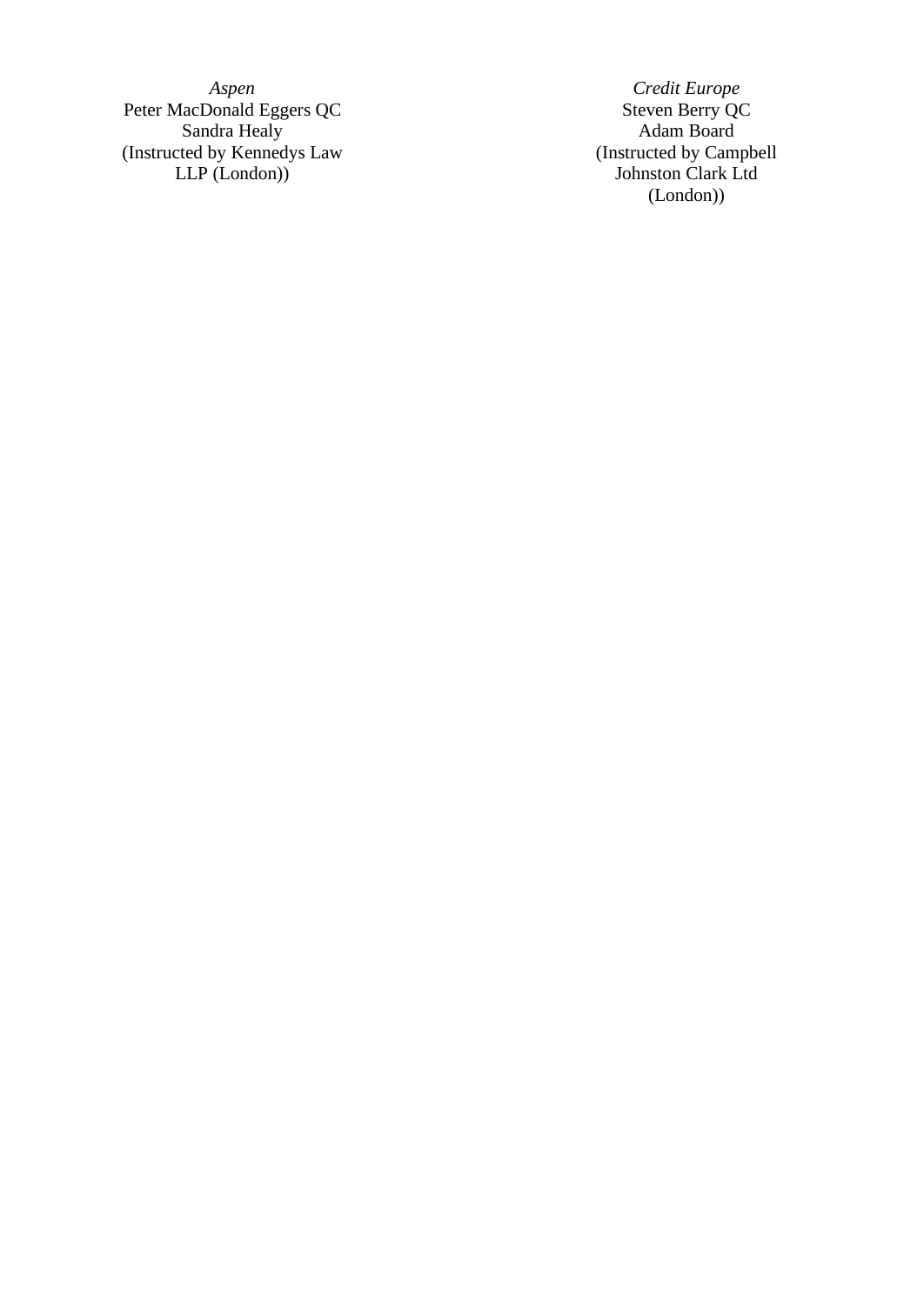*Aspen*
Peter MacDonald Eggers QC
Sandra Healy
(Instructed by Kennedys Law LLP (London))

*Credit Europe*
Steven Berry QC
Adam Board
(Instructed by Campbell Johnston Clark Ltd (London))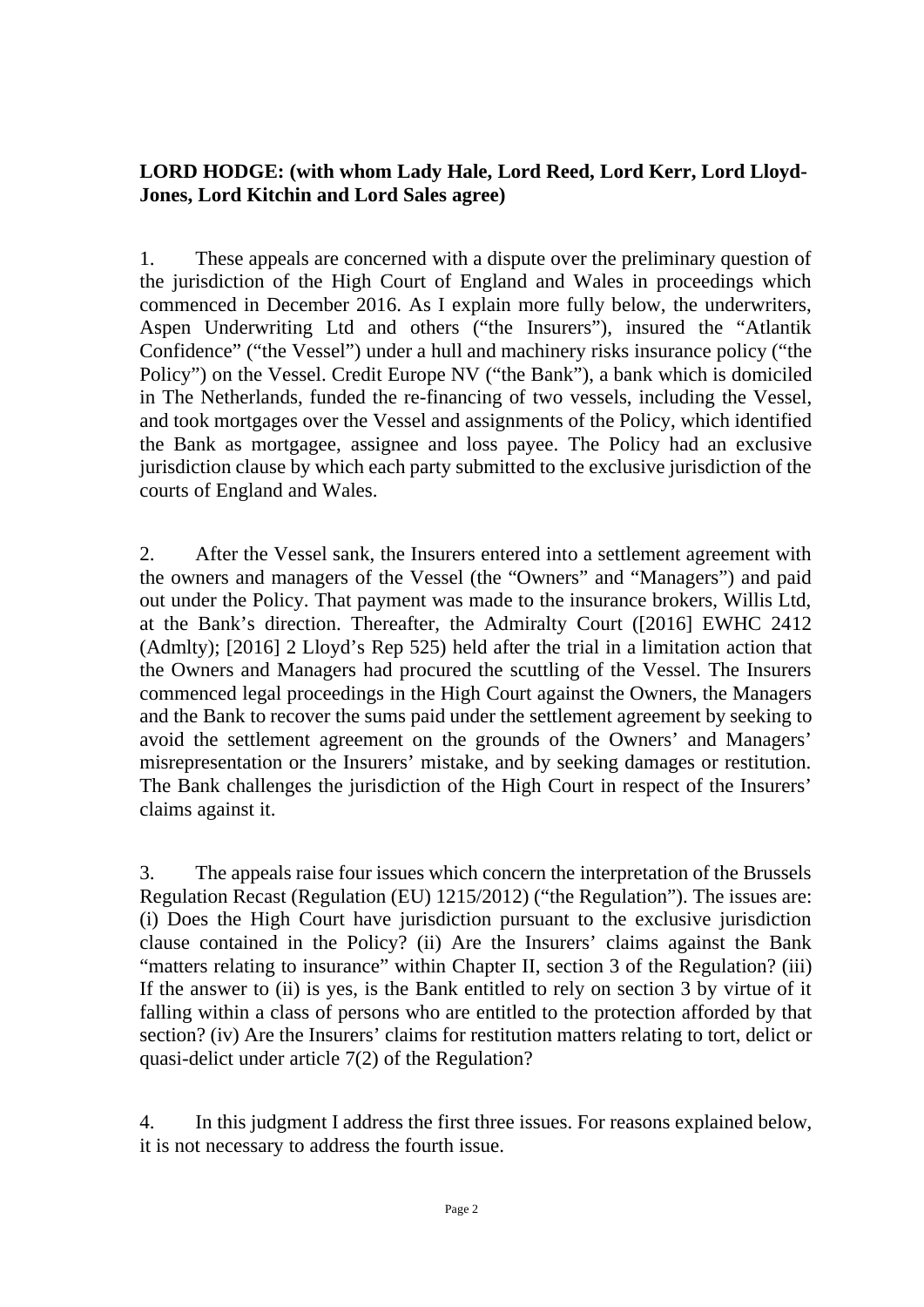**LORD HODGE: (with whom Lady Hale, Lord Reed, Lord Kerr, Lord Lloyd-Jones, Lord Kitchin and Lord Sales agree)**

1. These appeals are concerned with a dispute over the preliminary question of the jurisdiction of the High Court of England and Wales in proceedings which commenced in December 2016. As I explain more fully below, the underwriters, Aspen Underwriting Ltd and others ("the Insurers"), insured the "Atlantik Confidence" ("the Vessel") under a hull and machinery risks insurance policy ("the Policy") on the Vessel. Credit Europe NV ("the Bank"), a bank which is domiciled in The Netherlands, funded the re-financing of two vessels, including the Vessel, and took mortgages over the Vessel and assignments of the Policy, which identified the Bank as mortgagee, assignee and loss payee. The Policy had an exclusive jurisdiction clause by which each party submitted to the exclusive jurisdiction of the courts of England and Wales.

2. After the Vessel sank, the Insurers entered into a settlement agreement with the owners and managers of the Vessel (the "Owners" and "Managers") and paid out under the Policy. That payment was made to the insurance brokers, Willis Ltd, at the Bank's direction. Thereafter, the Admiralty Court ([2016] EWHC 2412 (Admlty); [2016] 2 Lloyd's Rep 525) held after the trial in a limitation action that the Owners and Managers had procured the scuttling of the Vessel. The Insurers commenced legal proceedings in the High Court against the Owners, the Managers and the Bank to recover the sums paid under the settlement agreement by seeking to avoid the settlement agreement on the grounds of the Owners' and Managers' misrepresentation or the Insurers' mistake, and by seeking damages or restitution. The Bank challenges the jurisdiction of the High Court in respect of the Insurers' claims against it.

3. The appeals raise four issues which concern the interpretation of the Brussels Regulation Recast (Regulation (EU) 1215/2012) ("the Regulation"). The issues are: (i) Does the High Court have jurisdiction pursuant to the exclusive jurisdiction clause contained in the Policy? (ii) Are the Insurers' claims against the Bank "matters relating to insurance" within Chapter II, section 3 of the Regulation? (iii) If the answer to (ii) is yes, is the Bank entitled to rely on section 3 by virtue of it falling within a class of persons who are entitled to the protection afforded by that section? (iv) Are the Insurers' claims for restitution matters relating to tort, delict or quasi-delict under article 7(2) of the Regulation?

4. In this judgment I address the first three issues. For reasons explained below, it is not necessary to address the fourth issue.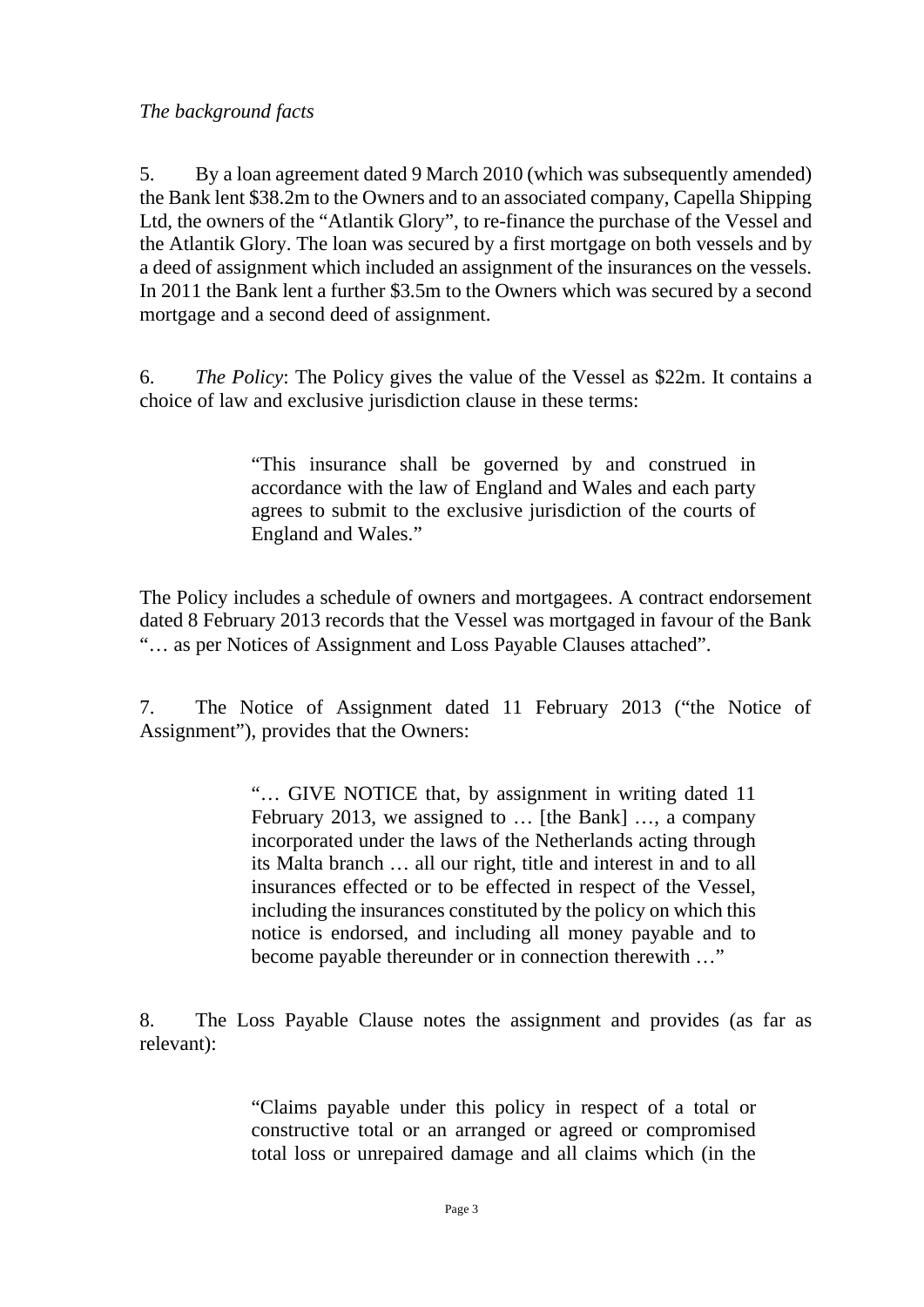*The background facts*

5. By a loan agreement dated 9 March 2010 (which was subsequently amended) the Bank lent $38.2m to the Owners and to an associated company, Capella Shipping Ltd, the owners of the "Atlantik Glory", to re-finance the purchase of the Vessel and the Atlantik Glory. The loan was secured by a first mortgage on both vessels and by a deed of assignment which included an assignment of the insurances on the vessels. In 2011 the Bank lent a further $3.5m to the Owners which was secured by a second mortgage and a second deed of assignment.

6. *The Policy*: The Policy gives the value of the Vessel as $22m. It contains a choice of law and exclusive jurisdiction clause in these terms:

> "This insurance shall be governed by and construed in accordance with the law of England and Wales and each party agrees to submit to the exclusive jurisdiction of the courts of England and Wales."

The Policy includes a schedule of owners and mortgagees. A contract endorsement dated 8 February 2013 records that the Vessel was mortgaged in favour of the Bank "… as per Notices of Assignment and Loss Payable Clauses attached".

7. The Notice of Assignment dated 11 February 2013 ("the Notice of Assignment"), provides that the Owners:

> "… GIVE NOTICE that, by assignment in writing dated 11 February 2013, we assigned to … [the Bank] …, a company incorporated under the laws of the Netherlands acting through its Malta branch … all our right, title and interest in and to all insurances effected or to be effected in respect of the Vessel, including the insurances constituted by the policy on which this notice is endorsed, and including all money payable and to become payable thereunder or in connection therewith …"

8. The Loss Payable Clause notes the assignment and provides (as far as relevant):

> "Claims payable under this policy in respect of a total or constructive total or an arranged or agreed or compromised total loss or unrepaired damage and all claims which (in the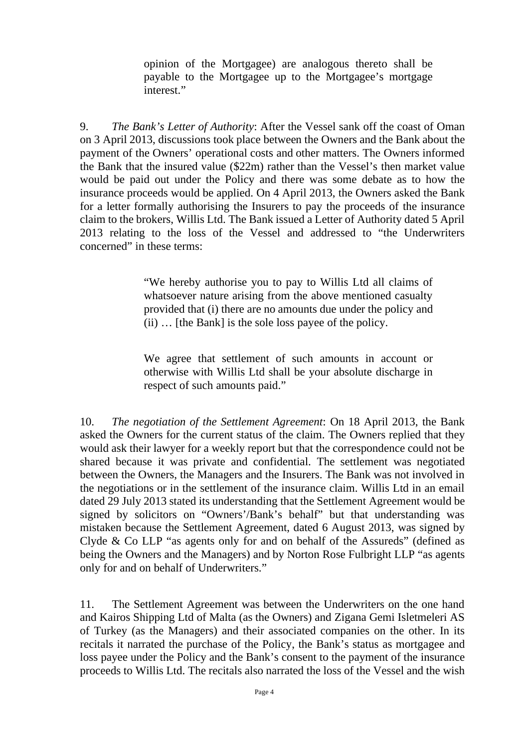> opinion of the Mortgagee) are analogous thereto shall be payable to the Mortgagee up to the Mortgagee's mortgage interest."

9. *The Bank's Letter of Authority*: After the Vessel sank off the coast of Oman on 3 April 2013, discussions took place between the Owners and the Bank about the payment of the Owners' operational costs and other matters. The Owners informed the Bank that the insured value ($22m) rather than the Vessel's then market value would be paid out under the Policy and there was some debate as to how the insurance proceeds would be applied. On 4 April 2013, the Owners asked the Bank for a letter formally authorising the Insurers to pay the proceeds of the insurance claim to the brokers, Willis Ltd. The Bank issued a Letter of Authority dated 5 April 2013 relating to the loss of the Vessel and addressed to "the Underwriters concerned" in these terms:

> "We hereby authorise you to pay to Willis Ltd all claims of whatsoever nature arising from the above mentioned casualty provided that (i) there are no amounts due under the policy and (ii) … [the Bank] is the sole loss payee of the policy.
>
> We agree that settlement of such amounts in account or otherwise with Willis Ltd shall be your absolute discharge in respect of such amounts paid."

10. *The negotiation of the Settlement Agreement*: On 18 April 2013, the Bank asked the Owners for the current status of the claim. The Owners replied that they would ask their lawyer for a weekly report but that the correspondence could not be shared because it was private and confidential. The settlement was negotiated between the Owners, the Managers and the Insurers. The Bank was not involved in the negotiations or in the settlement of the insurance claim. Willis Ltd in an email dated 29 July 2013 stated its understanding that the Settlement Agreement would be signed by solicitors on "Owners'/Bank's behalf" but that understanding was mistaken because the Settlement Agreement, dated 6 August 2013, was signed by Clyde & Co LLP "as agents only for and on behalf of the Assureds" (defined as being the Owners and the Managers) and by Norton Rose Fulbright LLP "as agents only for and on behalf of Underwriters."

11. The Settlement Agreement was between the Underwriters on the one hand and Kairos Shipping Ltd of Malta (as the Owners) and Zigana Gemi Isletmeleri AS of Turkey (as the Managers) and their associated companies on the other. In its recitals it narrated the purchase of the Policy, the Bank's status as mortgagee and loss payee under the Policy and the Bank's consent to the payment of the insurance proceeds to Willis Ltd. The recitals also narrated the loss of the Vessel and the wish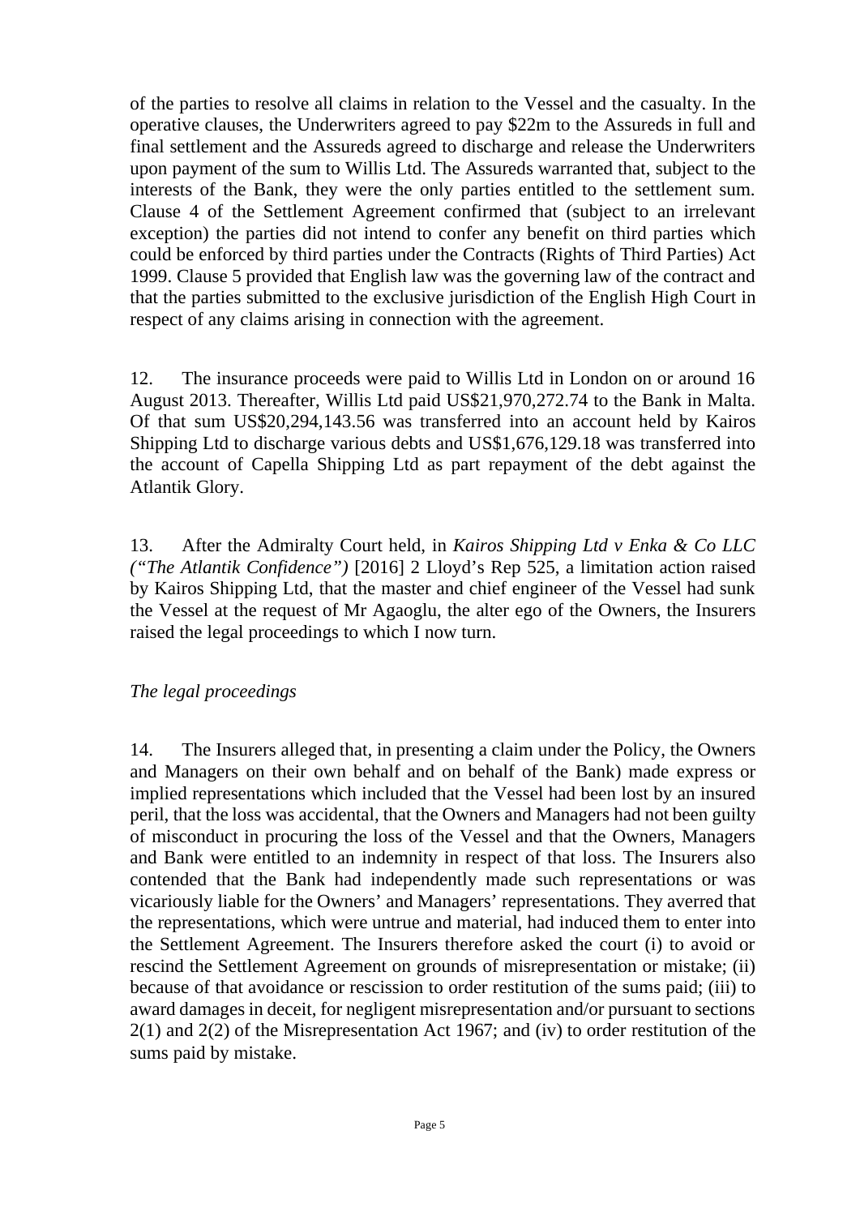of the parties to resolve all claims in relation to the Vessel and the casualty. In the operative clauses, the Underwriters agreed to pay $22m to the Assureds in full and final settlement and the Assureds agreed to discharge and release the Underwriters upon payment of the sum to Willis Ltd. The Assureds warranted that, subject to the interests of the Bank, they were the only parties entitled to the settlement sum. Clause 4 of the Settlement Agreement confirmed that (subject to an irrelevant exception) the parties did not intend to confer any benefit on third parties which could be enforced by third parties under the Contracts (Rights of Third Parties) Act 1999. Clause 5 provided that English law was the governing law of the contract and that the parties submitted to the exclusive jurisdiction of the English High Court in respect of any claims arising in connection with the agreement.

12. The insurance proceeds were paid to Willis Ltd in London on or around 16 August 2013. Thereafter, Willis Ltd paid US$21,970,272.74 to the Bank in Malta. Of that sum US$20,294,143.56 was transferred into an account held by Kairos Shipping Ltd to discharge various debts and US$1,676,129.18 was transferred into the account of Capella Shipping Ltd as part repayment of the debt against the Atlantik Glory.

13. After the Admiralty Court held, in *Kairos Shipping Ltd v Enka & Co LLC ("The Atlantik Confidence")* [2016] 2 Lloyd's Rep 525, a limitation action raised by Kairos Shipping Ltd, that the master and chief engineer of the Vessel had sunk the Vessel at the request of Mr Agaoglu, the alter ego of the Owners, the Insurers raised the legal proceedings to which I now turn.

*The legal proceedings*

14. The Insurers alleged that, in presenting a claim under the Policy, the Owners and Managers on their own behalf and on behalf of the Bank) made express or implied representations which included that the Vessel had been lost by an insured peril, that the loss was accidental, that the Owners and Managers had not been guilty of misconduct in procuring the loss of the Vessel and that the Owners, Managers and Bank were entitled to an indemnity in respect of that loss. The Insurers also contended that the Bank had independently made such representations or was vicariously liable for the Owners' and Managers' representations. They averred that the representations, which were untrue and material, had induced them to enter into the Settlement Agreement. The Insurers therefore asked the court (i) to avoid or rescind the Settlement Agreement on grounds of misrepresentation or mistake; (ii) because of that avoidance or rescission to order restitution of the sums paid; (iii) to award damages in deceit, for negligent misrepresentation and/or pursuant to sections 2(1) and 2(2) of the Misrepresentation Act 1967; and (iv) to order restitution of the sums paid by mistake.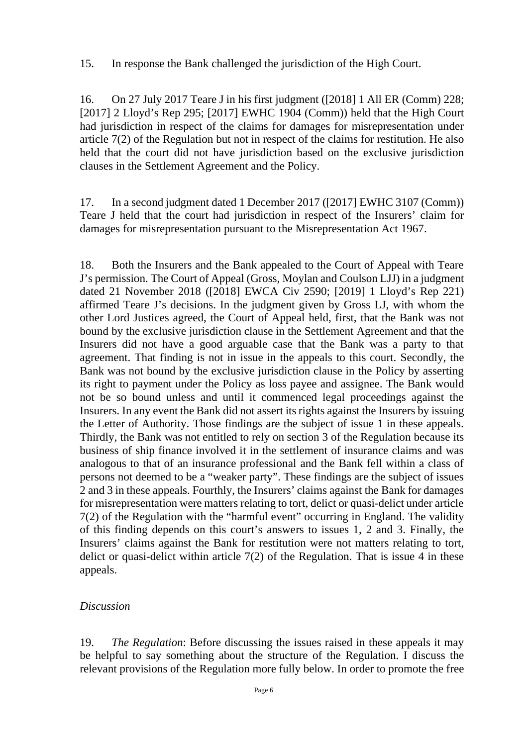15. In response the Bank challenged the jurisdiction of the High Court.

16. On 27 July 2017 Teare J in his first judgment ([2018] 1 All ER (Comm) 228; [2017] 2 Lloyd's Rep 295; [2017] EWHC 1904 (Comm)) held that the High Court had jurisdiction in respect of the claims for damages for misrepresentation under article 7(2) of the Regulation but not in respect of the claims for restitution. He also held that the court did not have jurisdiction based on the exclusive jurisdiction clauses in the Settlement Agreement and the Policy.

17. In a second judgment dated 1 December 2017 ([2017] EWHC 3107 (Comm)) Teare J held that the court had jurisdiction in respect of the Insurers' claim for damages for misrepresentation pursuant to the Misrepresentation Act 1967.

18. Both the Insurers and the Bank appealed to the Court of Appeal with Teare J's permission. The Court of Appeal (Gross, Moylan and Coulson LJJ) in a judgment dated 21 November 2018 ([2018] EWCA Civ 2590; [2019] 1 Lloyd's Rep 221) affirmed Teare J's decisions. In the judgment given by Gross LJ, with whom the other Lord Justices agreed, the Court of Appeal held, first, that the Bank was not bound by the exclusive jurisdiction clause in the Settlement Agreement and that the Insurers did not have a good arguable case that the Bank was a party to that agreement. That finding is not in issue in the appeals to this court. Secondly, the Bank was not bound by the exclusive jurisdiction clause in the Policy by asserting its right to payment under the Policy as loss payee and assignee. The Bank would not be so bound unless and until it commenced legal proceedings against the Insurers. In any event the Bank did not assert its rights against the Insurers by issuing the Letter of Authority. Those findings are the subject of issue 1 in these appeals. Thirdly, the Bank was not entitled to rely on section 3 of the Regulation because its business of ship finance involved it in the settlement of insurance claims and was analogous to that of an insurance professional and the Bank fell within a class of persons not deemed to be a "weaker party". These findings are the subject of issues 2 and 3 in these appeals. Fourthly, the Insurers' claims against the Bank for damages for misrepresentation were matters relating to tort, delict or quasi-delict under article 7(2) of the Regulation with the "harmful event" occurring in England. The validity of this finding depends on this court's answers to issues 1, 2 and 3. Finally, the Insurers' claims against the Bank for restitution were not matters relating to tort, delict or quasi-delict within article 7(2) of the Regulation. That is issue 4 in these appeals.

*Discussion*

19. *The Regulation*: Before discussing the issues raised in these appeals it may be helpful to say something about the structure of the Regulation. I discuss the relevant provisions of the Regulation more fully below. In order to promote the free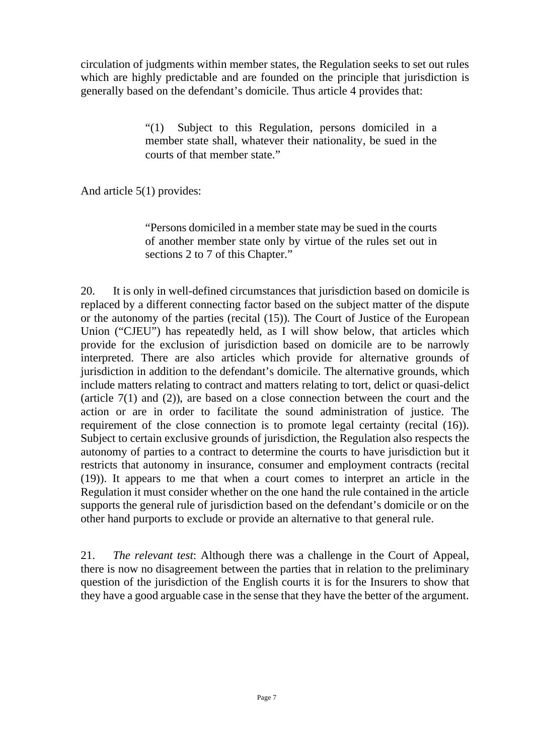circulation of judgments within member states, the Regulation seeks to set out rules which are highly predictable and are founded on the principle that jurisdiction is generally based on the defendant's domicile. Thus article 4 provides that:

> "(1) Subject to this Regulation, persons domiciled in a member state shall, whatever their nationality, be sued in the courts of that member state."

And article 5(1) provides:

> "Persons domiciled in a member state may be sued in the courts of another member state only by virtue of the rules set out in sections 2 to 7 of this Chapter."

20. It is only in well-defined circumstances that jurisdiction based on domicile is replaced by a different connecting factor based on the subject matter of the dispute or the autonomy of the parties (recital (15)). The Court of Justice of the European Union ("CJEU") has repeatedly held, as I will show below, that articles which provide for the exclusion of jurisdiction based on domicile are to be narrowly interpreted. There are also articles which provide for alternative grounds of jurisdiction in addition to the defendant's domicile. The alternative grounds, which include matters relating to contract and matters relating to tort, delict or quasi-delict (article 7(1) and (2)), are based on a close connection between the court and the action or are in order to facilitate the sound administration of justice. The requirement of the close connection is to promote legal certainty (recital (16)). Subject to certain exclusive grounds of jurisdiction, the Regulation also respects the autonomy of parties to a contract to determine the courts to have jurisdiction but it restricts that autonomy in insurance, consumer and employment contracts (recital (19)). It appears to me that when a court comes to interpret an article in the Regulation it must consider whether on the one hand the rule contained in the article supports the general rule of jurisdiction based on the defendant's domicile or on the other hand purports to exclude or provide an alternative to that general rule.

21. *The relevant test*: Although there was a challenge in the Court of Appeal, there is now no disagreement between the parties that in relation to the preliminary question of the jurisdiction of the English courts it is for the Insurers to show that they have a good arguable case in the sense that they have the better of the argument.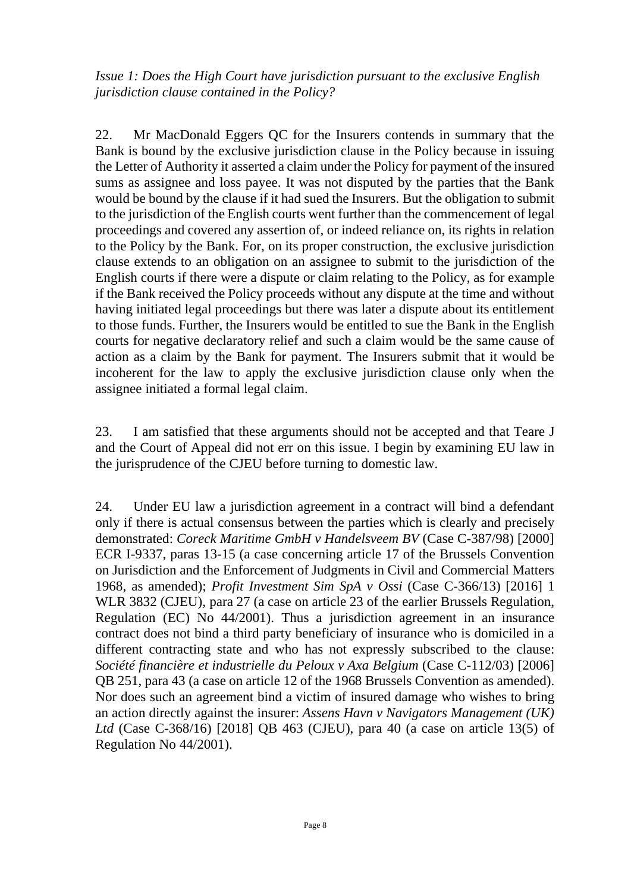*Issue 1: Does the High Court have jurisdiction pursuant to the exclusive English jurisdiction clause contained in the Policy?*

22. Mr MacDonald Eggers QC for the Insurers contends in summary that the Bank is bound by the exclusive jurisdiction clause in the Policy because in issuing the Letter of Authority it asserted a claim under the Policy for payment of the insured sums as assignee and loss payee. It was not disputed by the parties that the Bank would be bound by the clause if it had sued the Insurers. But the obligation to submit to the jurisdiction of the English courts went further than the commencement of legal proceedings and covered any assertion of, or indeed reliance on, its rights in relation to the Policy by the Bank. For, on its proper construction, the exclusive jurisdiction clause extends to an obligation on an assignee to submit to the jurisdiction of the English courts if there were a dispute or claim relating to the Policy, as for example if the Bank received the Policy proceeds without any dispute at the time and without having initiated legal proceedings but there was later a dispute about its entitlement to those funds. Further, the Insurers would be entitled to sue the Bank in the English courts for negative declaratory relief and such a claim would be the same cause of action as a claim by the Bank for payment. The Insurers submit that it would be incoherent for the law to apply the exclusive jurisdiction clause only when the assignee initiated a formal legal claim.

23. I am satisfied that these arguments should not be accepted and that Teare J and the Court of Appeal did not err on this issue. I begin by examining EU law in the jurisprudence of the CJEU before turning to domestic law.

24. Under EU law a jurisdiction agreement in a contract will bind a defendant only if there is actual consensus between the parties which is clearly and precisely demonstrated: *Coreck Maritime GmbH v Handelsveem BV* (Case C-387/98) [2000] ECR I-9337, paras 13-15 (a case concerning article 17 of the Brussels Convention on Jurisdiction and the Enforcement of Judgments in Civil and Commercial Matters 1968, as amended); *Profit Investment Sim SpA v Ossi* (Case C-366/13) [2016] 1 WLR 3832 (CJEU), para 27 (a case on article 23 of the earlier Brussels Regulation, Regulation (EC) No 44/2001). Thus a jurisdiction agreement in an insurance contract does not bind a third party beneficiary of insurance who is domiciled in a different contracting state and who has not expressly subscribed to the clause: *Société financière et industrielle du Peloux v Axa Belgium* (Case C-112/03) [2006] QB 251, para 43 (a case on article 12 of the 1968 Brussels Convention as amended). Nor does such an agreement bind a victim of insured damage who wishes to bring an action directly against the insurer: *Assens Havn v Navigators Management (UK) Ltd* (Case C-368/16) [2018] QB 463 (CJEU), para 40 (a case on article 13(5) of Regulation No 44/2001).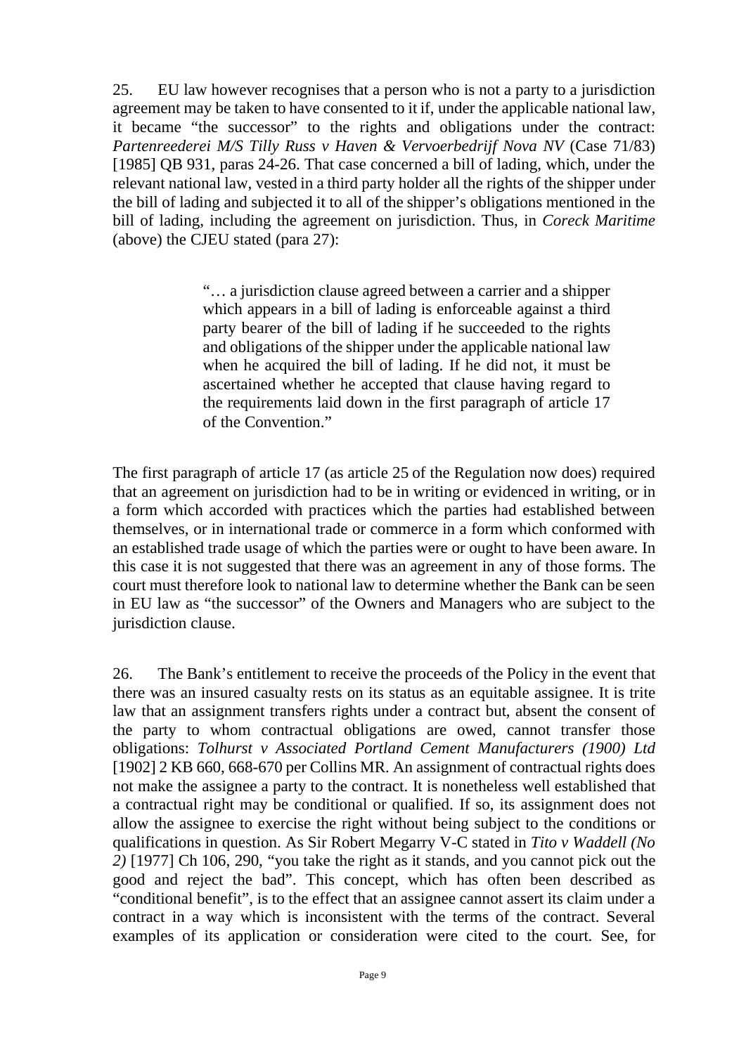25. EU law however recognises that a person who is not a party to a jurisdiction agreement may be taken to have consented to it if, under the applicable national law, it became "the successor" to the rights and obligations under the contract: *Partenreederei M/S Tilly Russ v Haven & Vervoerbedrijf Nova NV* (Case 71/83) [1985] QB 931, paras 24-26. That case concerned a bill of lading, which, under the relevant national law, vested in a third party holder all the rights of the shipper under the bill of lading and subjected it to all of the shipper's obligations mentioned in the bill of lading, including the agreement on jurisdiction. Thus, in *Coreck Maritime* (above) the CJEU stated (para 27):

> "… a jurisdiction clause agreed between a carrier and a shipper which appears in a bill of lading is enforceable against a third party bearer of the bill of lading if he succeeded to the rights and obligations of the shipper under the applicable national law when he acquired the bill of lading. If he did not, it must be ascertained whether he accepted that clause having regard to the requirements laid down in the first paragraph of article 17 of the Convention."

The first paragraph of article 17 (as article 25 of the Regulation now does) required that an agreement on jurisdiction had to be in writing or evidenced in writing, or in a form which accorded with practices which the parties had established between themselves, or in international trade or commerce in a form which conformed with an established trade usage of which the parties were or ought to have been aware. In this case it is not suggested that there was an agreement in any of those forms. The court must therefore look to national law to determine whether the Bank can be seen in EU law as "the successor" of the Owners and Managers who are subject to the jurisdiction clause.

26. The Bank's entitlement to receive the proceeds of the Policy in the event that there was an insured casualty rests on its status as an equitable assignee. It is trite law that an assignment transfers rights under a contract but, absent the consent of the party to whom contractual obligations are owed, cannot transfer those obligations: *Tolhurst v Associated Portland Cement Manufacturers (1900) Ltd* [1902] 2 KB 660, 668-670 per Collins MR. An assignment of contractual rights does not make the assignee a party to the contract. It is nonetheless well established that a contractual right may be conditional or qualified. If so, its assignment does not allow the assignee to exercise the right without being subject to the conditions or qualifications in question. As Sir Robert Megarry V-C stated in *Tito v Waddell (No 2)* [1977] Ch 106, 290, "you take the right as it stands, and you cannot pick out the good and reject the bad". This concept, which has often been described as "conditional benefit", is to the effect that an assignee cannot assert its claim under a contract in a way which is inconsistent with the terms of the contract. Several examples of its application or consideration were cited to the court. See, for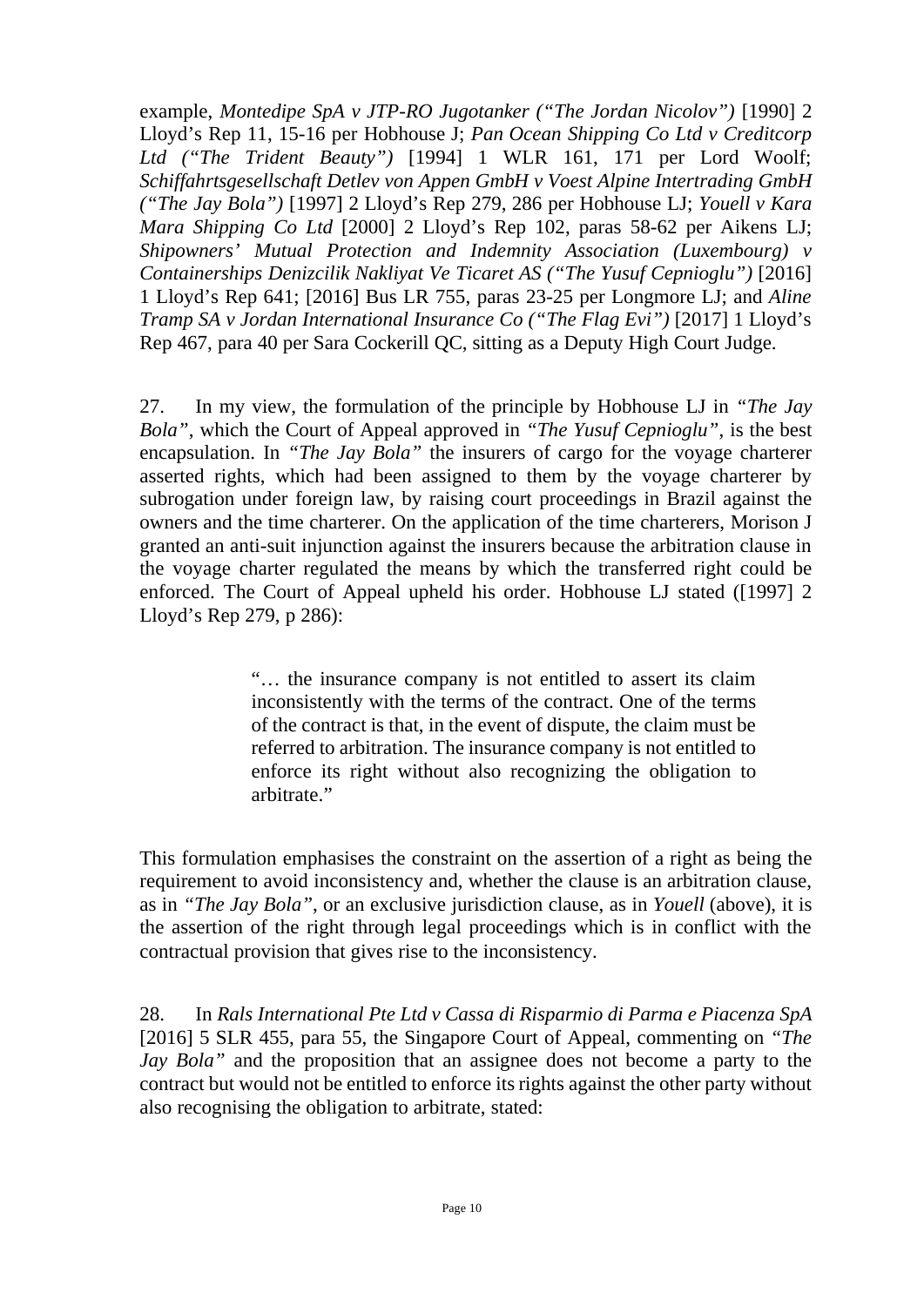example, *Montedipe SpA v JTP-RO Jugotanker ("The Jordan Nicolov")* [1990] 2 Lloyd's Rep 11, 15-16 per Hobhouse J; *Pan Ocean Shipping Co Ltd v Creditcorp Ltd ("The Trident Beauty")* [1994] 1 WLR 161, 171 per Lord Woolf; *Schiffahrtsgesellschaft Detlev von Appen GmbH v Voest Alpine Intertrading GmbH ("The Jay Bola")* [1997] 2 Lloyd's Rep 279, 286 per Hobhouse LJ; *Youell v Kara Mara Shipping Co Ltd* [2000] 2 Lloyd's Rep 102, paras 58-62 per Aikens LJ; *Shipowners' Mutual Protection and Indemnity Association (Luxembourg) v Containerships Denizcilik Nakliyat Ve Ticaret AS ("The Yusuf Cepnioglu")* [2016] 1 Lloyd's Rep 641; [2016] Bus LR 755, paras 23-25 per Longmore LJ; and *Aline Tramp SA v Jordan International Insurance Co ("The Flag Evi")* [2017] 1 Lloyd's Rep 467, para 40 per Sara Cockerill QC, sitting as a Deputy High Court Judge.

27. In my view, the formulation of the principle by Hobhouse LJ in *"The Jay Bola"*, which the Court of Appeal approved in *"The Yusuf Cepnioglu"*, is the best encapsulation. In *"The Jay Bola"* the insurers of cargo for the voyage charterer asserted rights, which had been assigned to them by the voyage charterer by subrogation under foreign law, by raising court proceedings in Brazil against the owners and the time charterer. On the application of the time charterers, Morison J granted an anti-suit injunction against the insurers because the arbitration clause in the voyage charter regulated the means by which the transferred right could be enforced. The Court of Appeal upheld his order. Hobhouse LJ stated ([1997] 2 Lloyd's Rep 279, p 286):

> "… the insurance company is not entitled to assert its claim inconsistently with the terms of the contract. One of the terms of the contract is that, in the event of dispute, the claim must be referred to arbitration. The insurance company is not entitled to enforce its right without also recognizing the obligation to arbitrate."

This formulation emphasises the constraint on the assertion of a right as being the requirement to avoid inconsistency and, whether the clause is an arbitration clause, as in *"The Jay Bola"*, or an exclusive jurisdiction clause, as in *Youell* (above), it is the assertion of the right through legal proceedings which is in conflict with the contractual provision that gives rise to the inconsistency.

28. In *Rals International Pte Ltd v Cassa di Risparmio di Parma e Piacenza SpA* [2016] 5 SLR 455, para 55, the Singapore Court of Appeal, commenting on *"The Jay Bola"* and the proposition that an assignee does not become a party to the contract but would not be entitled to enforce its rights against the other party without also recognising the obligation to arbitrate, stated: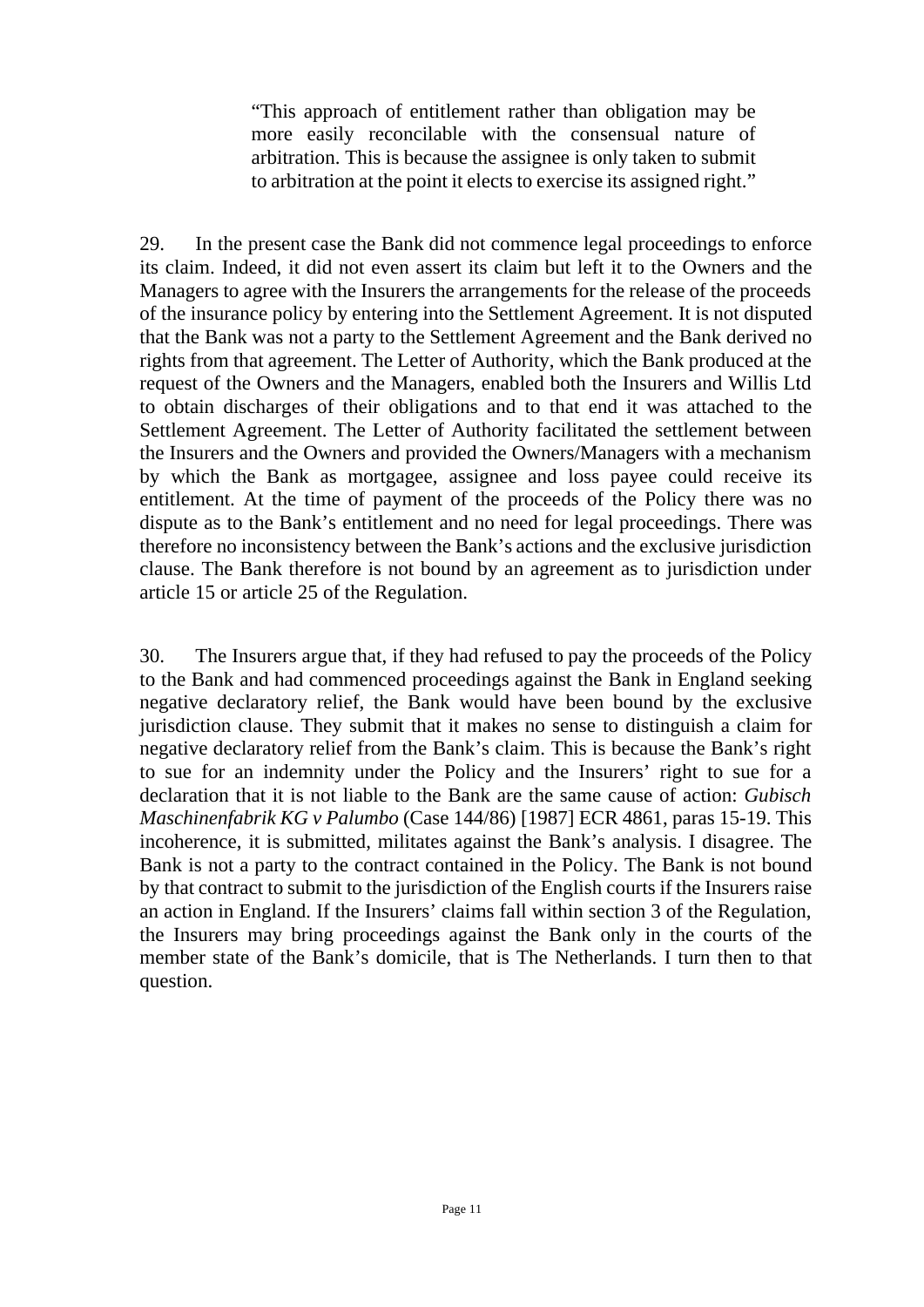> "This approach of entitlement rather than obligation may be more easily reconcilable with the consensual nature of arbitration. This is because the assignee is only taken to submit to arbitration at the point it elects to exercise its assigned right."

29. In the present case the Bank did not commence legal proceedings to enforce its claim. Indeed, it did not even assert its claim but left it to the Owners and the Managers to agree with the Insurers the arrangements for the release of the proceeds of the insurance policy by entering into the Settlement Agreement. It is not disputed that the Bank was not a party to the Settlement Agreement and the Bank derived no rights from that agreement. The Letter of Authority, which the Bank produced at the request of the Owners and the Managers, enabled both the Insurers and Willis Ltd to obtain discharges of their obligations and to that end it was attached to the Settlement Agreement. The Letter of Authority facilitated the settlement between the Insurers and the Owners and provided the Owners/Managers with a mechanism by which the Bank as mortgagee, assignee and loss payee could receive its entitlement. At the time of payment of the proceeds of the Policy there was no dispute as to the Bank's entitlement and no need for legal proceedings. There was therefore no inconsistency between the Bank's actions and the exclusive jurisdiction clause. The Bank therefore is not bound by an agreement as to jurisdiction under article 15 or article 25 of the Regulation.

30. The Insurers argue that, if they had refused to pay the proceeds of the Policy to the Bank and had commenced proceedings against the Bank in England seeking negative declaratory relief, the Bank would have been bound by the exclusive jurisdiction clause. They submit that it makes no sense to distinguish a claim for negative declaratory relief from the Bank's claim. This is because the Bank's right to sue for an indemnity under the Policy and the Insurers' right to sue for a declaration that it is not liable to the Bank are the same cause of action: *Gubisch Maschinenfabrik KG v Palumbo* (Case 144/86) [1987] ECR 4861, paras 15-19. This incoherence, it is submitted, militates against the Bank's analysis. I disagree. The Bank is not a party to the contract contained in the Policy. The Bank is not bound by that contract to submit to the jurisdiction of the English courts if the Insurers raise an action in England. If the Insurers' claims fall within section 3 of the Regulation, the Insurers may bring proceedings against the Bank only in the courts of the member state of the Bank's domicile, that is The Netherlands. I turn then to that question.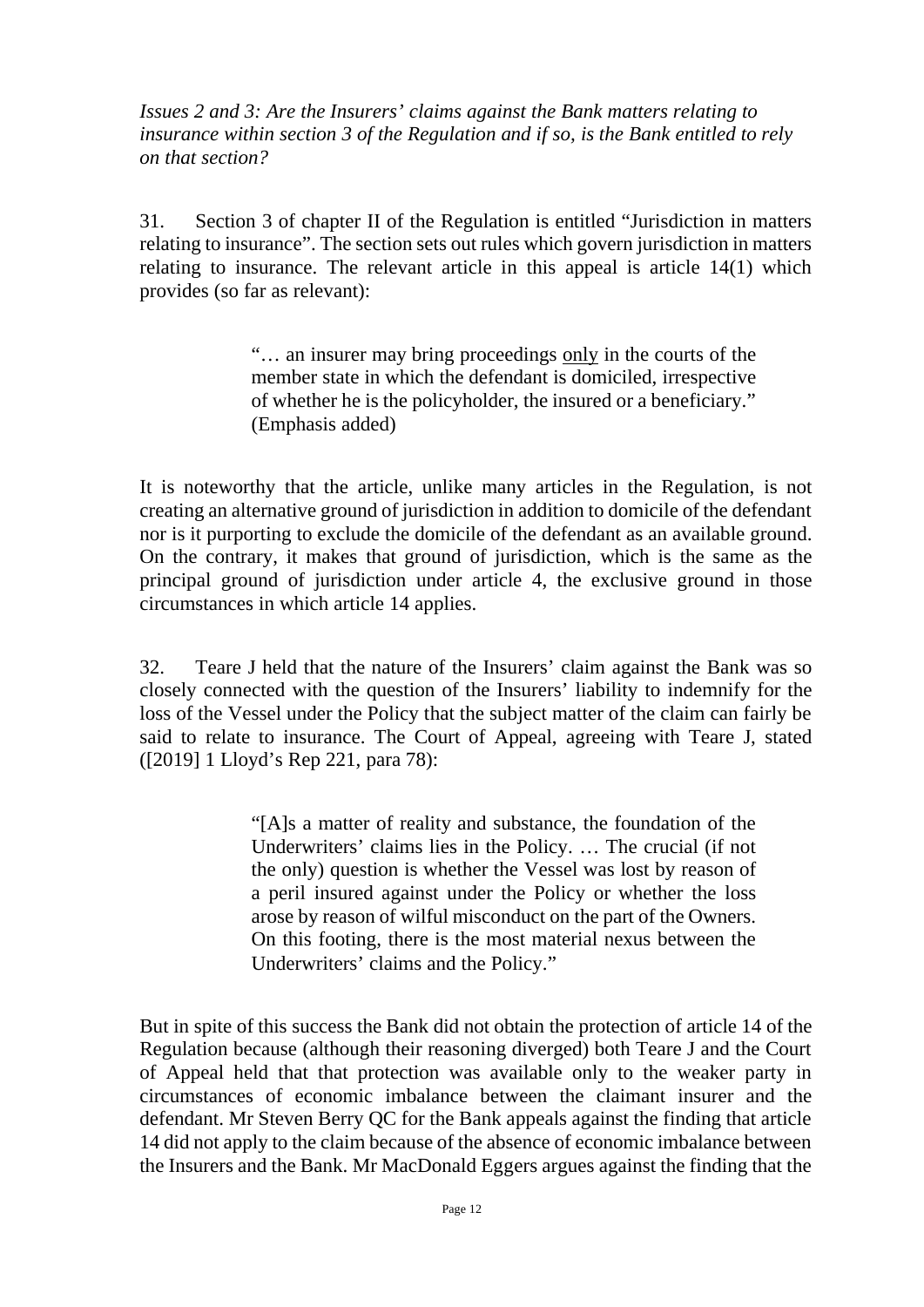*Issues 2 and 3: Are the Insurers' claims against the Bank matters relating to insurance within section 3 of the Regulation and if so, is the Bank entitled to rely on that section?*

31. Section 3 of chapter II of the Regulation is entitled "Jurisdiction in matters relating to insurance". The section sets out rules which govern jurisdiction in matters relating to insurance. The relevant article in this appeal is article 14(1) which provides (so far as relevant):

> "… an insurer may bring proceedings <u>only</u> in the courts of the member state in which the defendant is domiciled, irrespective of whether he is the policyholder, the insured or a beneficiary." (Emphasis added)

It is noteworthy that the article, unlike many articles in the Regulation, is not creating an alternative ground of jurisdiction in addition to domicile of the defendant nor is it purporting to exclude the domicile of the defendant as an available ground. On the contrary, it makes that ground of jurisdiction, which is the same as the principal ground of jurisdiction under article 4, the exclusive ground in those circumstances in which article 14 applies.

32. Teare J held that the nature of the Insurers' claim against the Bank was so closely connected with the question of the Insurers' liability to indemnify for the loss of the Vessel under the Policy that the subject matter of the claim can fairly be said to relate to insurance. The Court of Appeal, agreeing with Teare J, stated ([2019] 1 Lloyd's Rep 221, para 78):

> "[A]s a matter of reality and substance, the foundation of the Underwriters' claims lies in the Policy. … The crucial (if not the only) question is whether the Vessel was lost by reason of a peril insured against under the Policy or whether the loss arose by reason of wilful misconduct on the part of the Owners. On this footing, there is the most material nexus between the Underwriters' claims and the Policy."

But in spite of this success the Bank did not obtain the protection of article 14 of the Regulation because (although their reasoning diverged) both Teare J and the Court of Appeal held that that protection was available only to the weaker party in circumstances of economic imbalance between the claimant insurer and the defendant. Mr Steven Berry QC for the Bank appeals against the finding that article 14 did not apply to the claim because of the absence of economic imbalance between the Insurers and the Bank. Mr MacDonald Eggers argues against the finding that the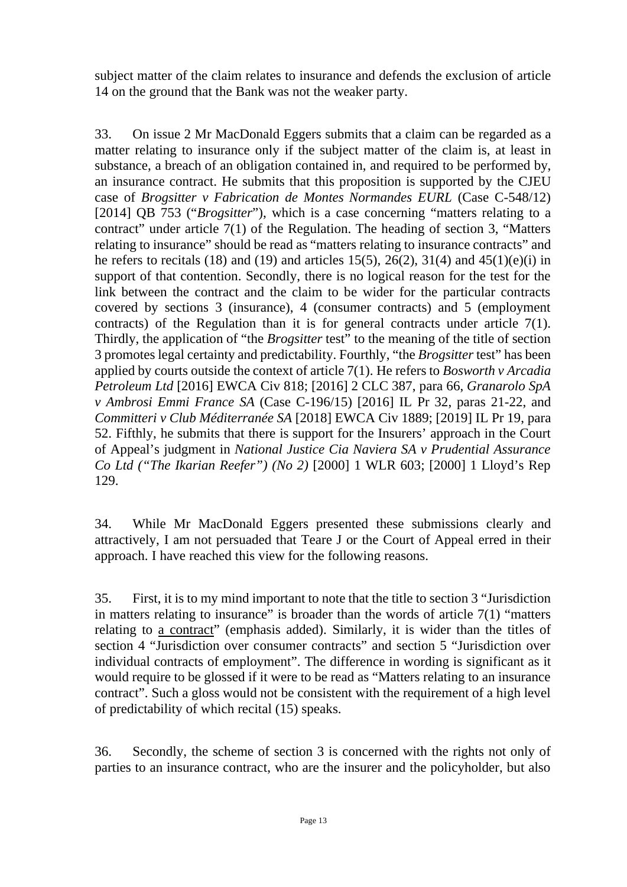subject matter of the claim relates to insurance and defends the exclusion of article 14 on the ground that the Bank was not the weaker party.

33. On issue 2 Mr MacDonald Eggers submits that a claim can be regarded as a matter relating to insurance only if the subject matter of the claim is, at least in substance, a breach of an obligation contained in, and required to be performed by, an insurance contract. He submits that this proposition is supported by the CJEU case of *Brogsitter v Fabrication de Montes Normandes EURL* (Case C-548/12) [2014] QB 753 ("*Brogsitter*"), which is a case concerning "matters relating to a contract" under article 7(1) of the Regulation. The heading of section 3, "Matters relating to insurance" should be read as "matters relating to insurance contracts" and he refers to recitals (18) and (19) and articles 15(5), 26(2), 31(4) and 45(1)(e)(i) in support of that contention. Secondly, there is no logical reason for the test for the link between the contract and the claim to be wider for the particular contracts covered by sections 3 (insurance), 4 (consumer contracts) and 5 (employment contracts) of the Regulation than it is for general contracts under article 7(1). Thirdly, the application of "the *Brogsitter* test" to the meaning of the title of section 3 promotes legal certainty and predictability. Fourthly, "the *Brogsitter* test" has been applied by courts outside the context of article 7(1). He refers to *Bosworth v Arcadia Petroleum Ltd* [2016] EWCA Civ 818; [2016] 2 CLC 387, para 66, *Granarolo SpA v Ambrosi Emmi France SA* (Case C-196/15) [2016] IL Pr 32, paras 21-22, and *Committeri v Club Méditerranée SA* [2018] EWCA Civ 1889; [2019] IL Pr 19, para 52. Fifthly, he submits that there is support for the Insurers' approach in the Court of Appeal's judgment in *National Justice Cia Naviera SA v Prudential Assurance Co Ltd ("The Ikarian Reefer") (No 2)* [2000] 1 WLR 603; [2000] 1 Lloyd's Rep 129.

34. While Mr MacDonald Eggers presented these submissions clearly and attractively, I am not persuaded that Teare J or the Court of Appeal erred in their approach. I have reached this view for the following reasons.

35. First, it is to my mind important to note that the title to section 3 "Jurisdiction in matters relating to insurance" is broader than the words of article 7(1) "matters relating to <u>a contract</u>" (emphasis added). Similarly, it is wider than the titles of section 4 "Jurisdiction over consumer contracts" and section 5 "Jurisdiction over individual contracts of employment". The difference in wording is significant as it would require to be glossed if it were to be read as "Matters relating to an insurance contract". Such a gloss would not be consistent with the requirement of a high level of predictability of which recital (15) speaks.

36. Secondly, the scheme of section 3 is concerned with the rights not only of parties to an insurance contract, who are the insurer and the policyholder, but also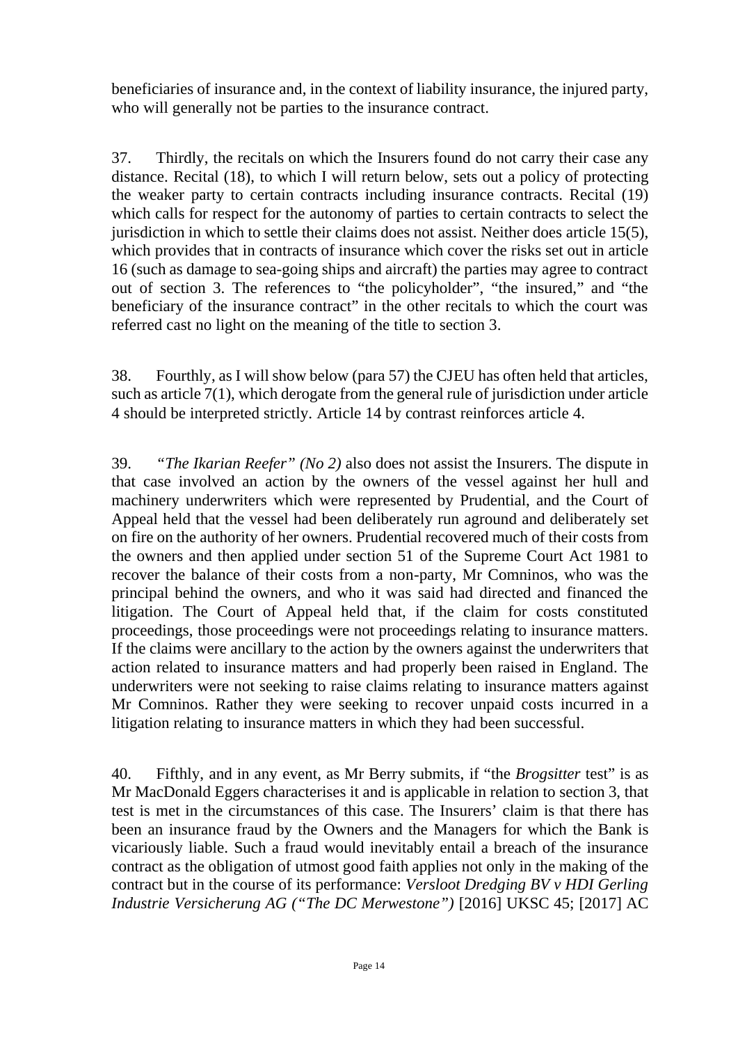beneficiaries of insurance and, in the context of liability insurance, the injured party, who will generally not be parties to the insurance contract.

37. Thirdly, the recitals on which the Insurers found do not carry their case any distance. Recital (18), to which I will return below, sets out a policy of protecting the weaker party to certain contracts including insurance contracts. Recital (19) which calls for respect for the autonomy of parties to certain contracts to select the jurisdiction in which to settle their claims does not assist. Neither does article 15(5), which provides that in contracts of insurance which cover the risks set out in article 16 (such as damage to sea-going ships and aircraft) the parties may agree to contract out of section 3. The references to "the policyholder", "the insured," and "the beneficiary of the insurance contract" in the other recitals to which the court was referred cast no light on the meaning of the title to section 3.

38. Fourthly, as I will show below (para 57) the CJEU has often held that articles, such as article 7(1), which derogate from the general rule of jurisdiction under article 4 should be interpreted strictly. Article 14 by contrast reinforces article 4.

39. *"The Ikarian Reefer" (No 2)* also does not assist the Insurers. The dispute in that case involved an action by the owners of the vessel against her hull and machinery underwriters which were represented by Prudential, and the Court of Appeal held that the vessel had been deliberately run aground and deliberately set on fire on the authority of her owners. Prudential recovered much of their costs from the owners and then applied under section 51 of the Supreme Court Act 1981 to recover the balance of their costs from a non-party, Mr Comninos, who was the principal behind the owners, and who it was said had directed and financed the litigation. The Court of Appeal held that, if the claim for costs constituted proceedings, those proceedings were not proceedings relating to insurance matters. If the claims were ancillary to the action by the owners against the underwriters that action related to insurance matters and had properly been raised in England. The underwriters were not seeking to raise claims relating to insurance matters against Mr Comninos. Rather they were seeking to recover unpaid costs incurred in a litigation relating to insurance matters in which they had been successful.

40. Fifthly, and in any event, as Mr Berry submits, if "the *Brogsitter* test" is as Mr MacDonald Eggers characterises it and is applicable in relation to section 3, that test is met in the circumstances of this case. The Insurers' claim is that there has been an insurance fraud by the Owners and the Managers for which the Bank is vicariously liable. Such a fraud would inevitably entail a breach of the insurance contract as the obligation of utmost good faith applies not only in the making of the contract but in the course of its performance: *Versloot Dredging BV v HDI Gerling Industrie Versicherung AG ("The DC Merwestone")* [2016] UKSC 45; [2017] AC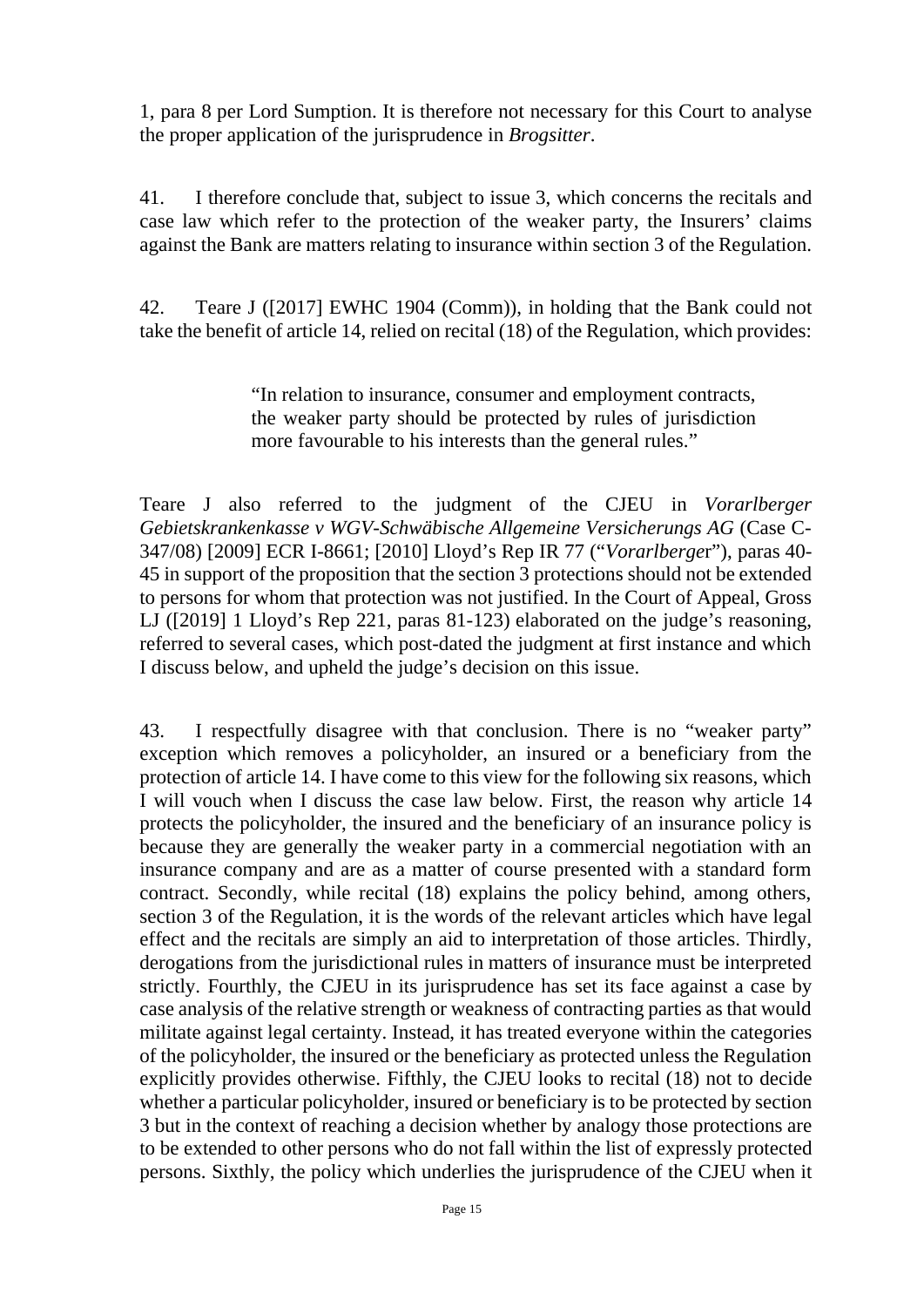1, para 8 per Lord Sumption. It is therefore not necessary for this Court to analyse the proper application of the jurisprudence in *Brogsitter*.

41. I therefore conclude that, subject to issue 3, which concerns the recitals and case law which refer to the protection of the weaker party, the Insurers' claims against the Bank are matters relating to insurance within section 3 of the Regulation.

42. Teare J ([2017] EWHC 1904 (Comm)), in holding that the Bank could not take the benefit of article 14, relied on recital (18) of the Regulation, which provides:

> "In relation to insurance, consumer and employment contracts, the weaker party should be protected by rules of jurisdiction more favourable to his interests than the general rules."

Teare J also referred to the judgment of the CJEU in *Vorarlberger Gebietskrankenkasse v WGV-Schwäbische Allgemeine Versicherungs AG* (Case C-347/08) [2009] ECR I-8661; [2010] Lloyd's Rep IR 77 ("*Vorarlberger*"), paras 40-45 in support of the proposition that the section 3 protections should not be extended to persons for whom that protection was not justified. In the Court of Appeal, Gross LJ ([2019] 1 Lloyd's Rep 221, paras 81-123) elaborated on the judge's reasoning, referred to several cases, which post-dated the judgment at first instance and which I discuss below, and upheld the judge's decision on this issue.

43. I respectfully disagree with that conclusion. There is no "weaker party" exception which removes a policyholder, an insured or a beneficiary from the protection of article 14. I have come to this view for the following six reasons, which I will vouch when I discuss the case law below. First, the reason why article 14 protects the policyholder, the insured and the beneficiary of an insurance policy is because they are generally the weaker party in a commercial negotiation with an insurance company and are as a matter of course presented with a standard form contract. Secondly, while recital (18) explains the policy behind, among others, section 3 of the Regulation, it is the words of the relevant articles which have legal effect and the recitals are simply an aid to interpretation of those articles. Thirdly, derogations from the jurisdictional rules in matters of insurance must be interpreted strictly. Fourthly, the CJEU in its jurisprudence has set its face against a case by case analysis of the relative strength or weakness of contracting parties as that would militate against legal certainty. Instead, it has treated everyone within the categories of the policyholder, the insured or the beneficiary as protected unless the Regulation explicitly provides otherwise. Fifthly, the CJEU looks to recital (18) not to decide whether a particular policyholder, insured or beneficiary is to be protected by section 3 but in the context of reaching a decision whether by analogy those protections are to be extended to other persons who do not fall within the list of expressly protected persons. Sixthly, the policy which underlies the jurisprudence of the CJEU when it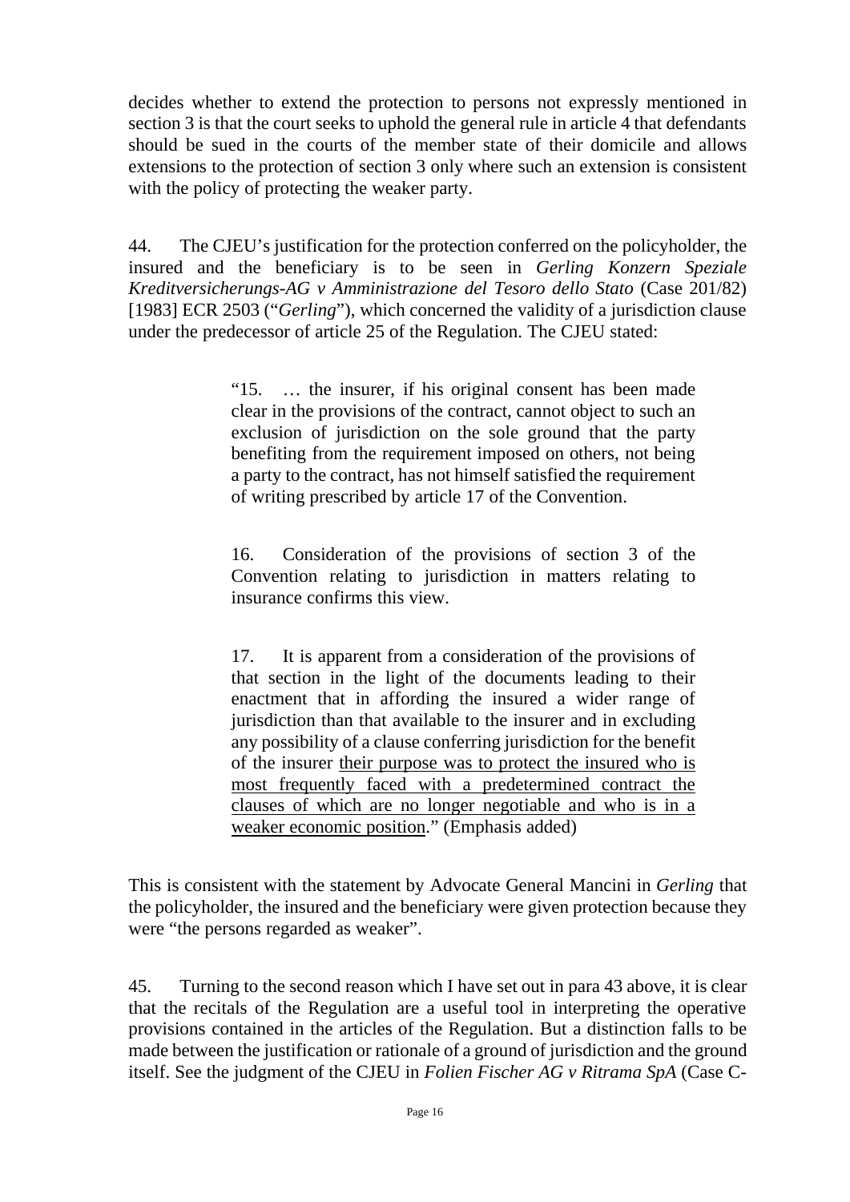decides whether to extend the protection to persons not expressly mentioned in section 3 is that the court seeks to uphold the general rule in article 4 that defendants should be sued in the courts of the member state of their domicile and allows extensions to the protection of section 3 only where such an extension is consistent with the policy of protecting the weaker party.

44. The CJEU's justification for the protection conferred on the policyholder, the insured and the beneficiary is to be seen in *Gerling Konzern Speziale Kreditversicherungs-AG v Amministrazione del Tesoro dello Stato* (Case 201/82) [1983] ECR 2503 ("*Gerling*"), which concerned the validity of a jurisdiction clause under the predecessor of article 25 of the Regulation. The CJEU stated:

> "15. … the insurer, if his original consent has been made clear in the provisions of the contract, cannot object to such an exclusion of jurisdiction on the sole ground that the party benefiting from the requirement imposed on others, not being a party to the contract, has not himself satisfied the requirement of writing prescribed by article 17 of the Convention.
>
> 16. Consideration of the provisions of section 3 of the Convention relating to jurisdiction in matters relating to insurance confirms this view.
>
> 17. It is apparent from a consideration of the provisions of that section in the light of the documents leading to their enactment that in affording the insured a wider range of jurisdiction than that available to the insurer and in excluding any possibility of a clause conferring jurisdiction for the benefit of the insurer <u>their purpose was to protect the insured who is most frequently faced with a predetermined contract the clauses of which are no longer negotiable and who is in a weaker economic position</u>." (Emphasis added)

This is consistent with the statement by Advocate General Mancini in *Gerling* that the policyholder, the insured and the beneficiary were given protection because they were "the persons regarded as weaker".

45. Turning to the second reason which I have set out in para 43 above, it is clear that the recitals of the Regulation are a useful tool in interpreting the operative provisions contained in the articles of the Regulation. But a distinction falls to be made between the justification or rationale of a ground of jurisdiction and the ground itself. See the judgment of the CJEU in *Folien Fischer AG v Ritrama SpA* (Case C-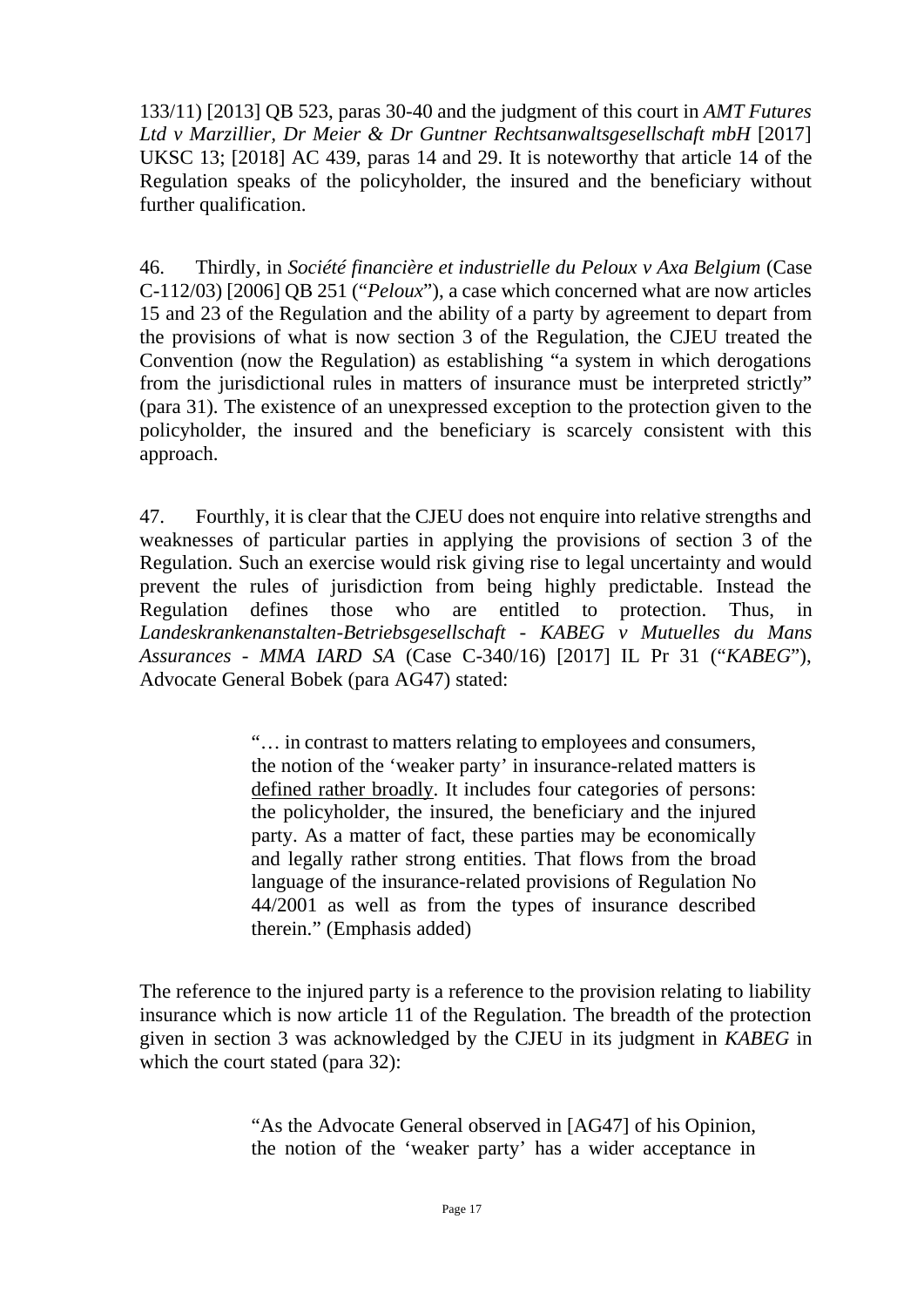133/11) [2013] QB 523, paras 30-40 and the judgment of this court in *AMT Futures Ltd v Marzillier, Dr Meier & Dr Guntner Rechtsanwaltsgesellschaft mbH* [2017] UKSC 13; [2018] AC 439, paras 14 and 29. It is noteworthy that article 14 of the Regulation speaks of the policyholder, the insured and the beneficiary without further qualification.

46. Thirdly, in *Société financière et industrielle du Peloux v Axa Belgium* (Case C-112/03) [2006] QB 251 ("*Peloux*"), a case which concerned what are now articles 15 and 23 of the Regulation and the ability of a party by agreement to depart from the provisions of what is now section 3 of the Regulation, the CJEU treated the Convention (now the Regulation) as establishing "a system in which derogations from the jurisdictional rules in matters of insurance must be interpreted strictly" (para 31). The existence of an unexpressed exception to the protection given to the policyholder, the insured and the beneficiary is scarcely consistent with this approach.

47. Fourthly, it is clear that the CJEU does not enquire into relative strengths and weaknesses of particular parties in applying the provisions of section 3 of the Regulation. Such an exercise would risk giving rise to legal uncertainty and would prevent the rules of jurisdiction from being highly predictable. Instead the Regulation defines those who are entitled to protection. Thus, in *Landeskrankenanstalten-Betriebsgesellschaft - KABEG v Mutuelles du Mans Assurances - MMA IARD SA* (Case C-340/16) [2017] IL Pr 31 ("*KABEG*"), Advocate General Bobek (para AG47) stated:

> "… in contrast to matters relating to employees and consumers, the notion of the 'weaker party' in insurance-related matters is <u>defined rather broadly</u>. It includes four categories of persons: the policyholder, the insured, the beneficiary and the injured party. As a matter of fact, these parties may be economically and legally rather strong entities. That flows from the broad language of the insurance-related provisions of Regulation No 44/2001 as well as from the types of insurance described therein." (Emphasis added)

The reference to the injured party is a reference to the provision relating to liability insurance which is now article 11 of the Regulation. The breadth of the protection given in section 3 was acknowledged by the CJEU in its judgment in *KABEG* in which the court stated (para 32):

> "As the Advocate General observed in [AG47] of his Opinion, the notion of the 'weaker party' has a wider acceptance in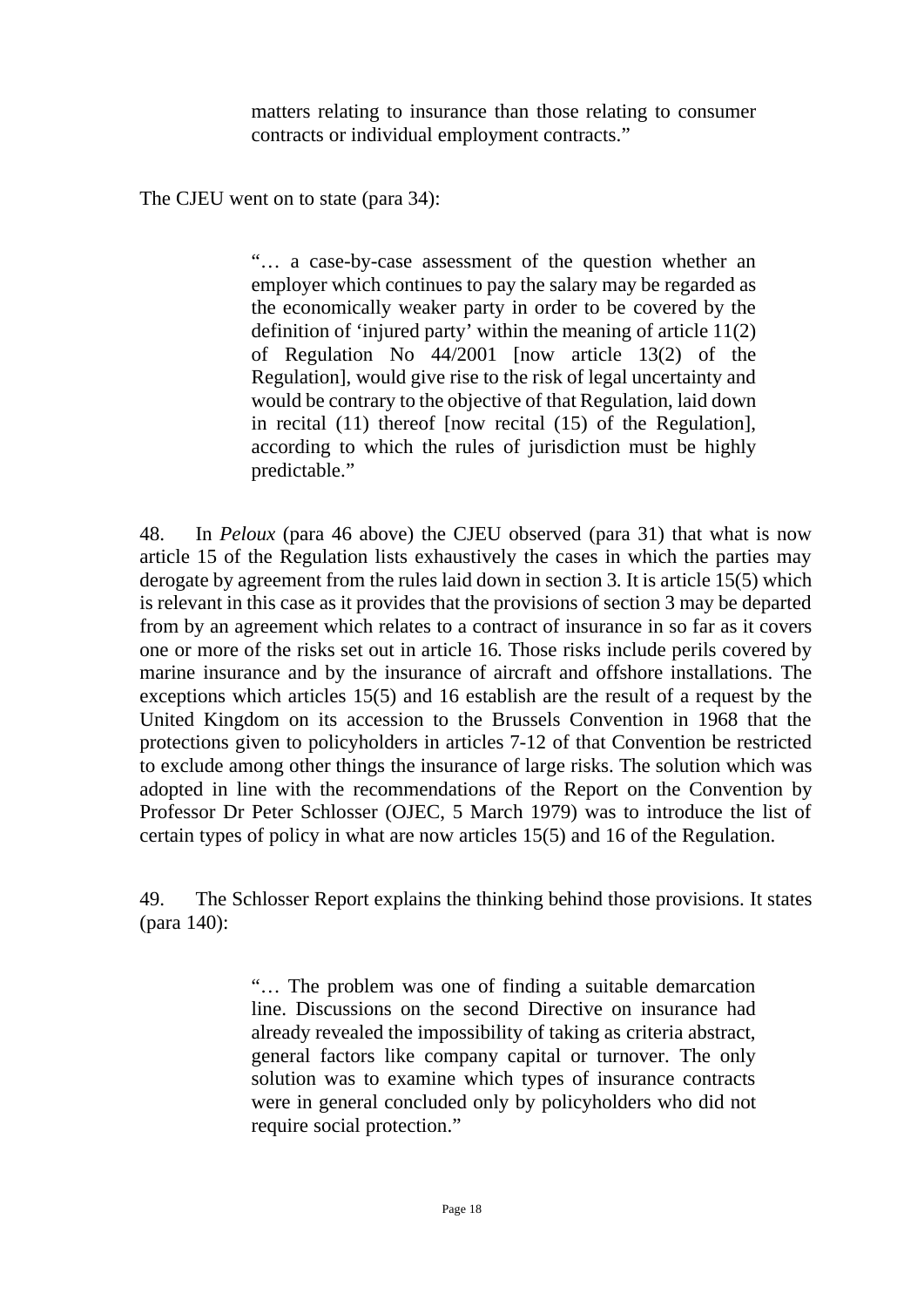> matters relating to insurance than those relating to consumer contracts or individual employment contracts."

The CJEU went on to state (para 34):

> "… a case-by-case assessment of the question whether an employer which continues to pay the salary may be regarded as the economically weaker party in order to be covered by the definition of 'injured party' within the meaning of article 11(2) of Regulation No 44/2001 [now article 13(2) of the Regulation], would give rise to the risk of legal uncertainty and would be contrary to the objective of that Regulation, laid down in recital (11) thereof [now recital (15) of the Regulation], according to which the rules of jurisdiction must be highly predictable."

48. In *Peloux* (para 46 above) the CJEU observed (para 31) that what is now article 15 of the Regulation lists exhaustively the cases in which the parties may derogate by agreement from the rules laid down in section 3. It is article 15(5) which is relevant in this case as it provides that the provisions of section 3 may be departed from by an agreement which relates to a contract of insurance in so far as it covers one or more of the risks set out in article 16. Those risks include perils covered by marine insurance and by the insurance of aircraft and offshore installations. The exceptions which articles 15(5) and 16 establish are the result of a request by the United Kingdom on its accession to the Brussels Convention in 1968 that the protections given to policyholders in articles 7-12 of that Convention be restricted to exclude among other things the insurance of large risks. The solution which was adopted in line with the recommendations of the Report on the Convention by Professor Dr Peter Schlosser (OJEC, 5 March 1979) was to introduce the list of certain types of policy in what are now articles 15(5) and 16 of the Regulation.

49. The Schlosser Report explains the thinking behind those provisions. It states (para 140):

> "… The problem was one of finding a suitable demarcation line. Discussions on the second Directive on insurance had already revealed the impossibility of taking as criteria abstract, general factors like company capital or turnover. The only solution was to examine which types of insurance contracts were in general concluded only by policyholders who did not require social protection."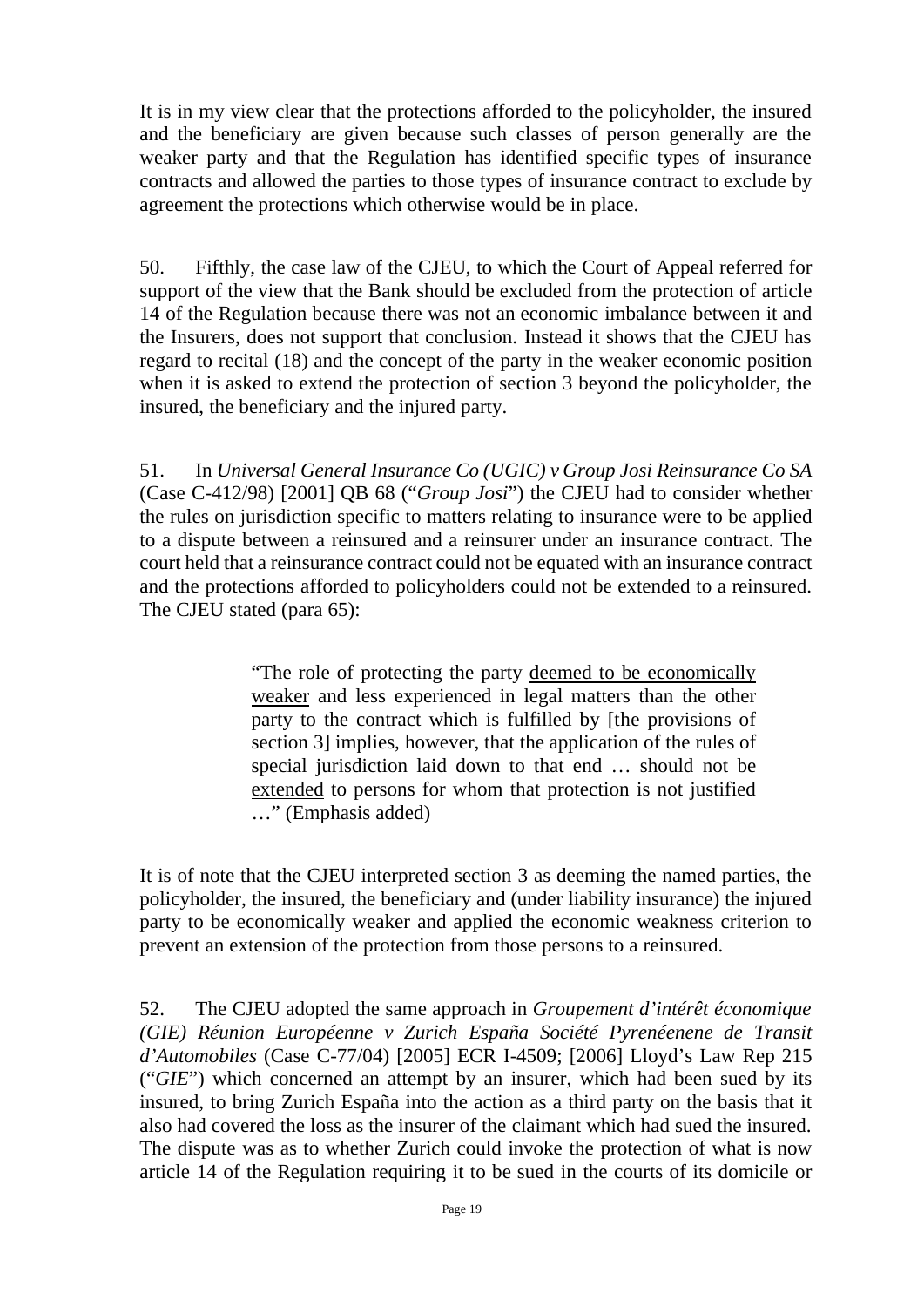It is in my view clear that the protections afforded to the policyholder, the insured and the beneficiary are given because such classes of person generally are the weaker party and that the Regulation has identified specific types of insurance contracts and allowed the parties to those types of insurance contract to exclude by agreement the protections which otherwise would be in place.

50. Fifthly, the case law of the CJEU, to which the Court of Appeal referred for support of the view that the Bank should be excluded from the protection of article 14 of the Regulation because there was not an economic imbalance between it and the Insurers, does not support that conclusion. Instead it shows that the CJEU has regard to recital (18) and the concept of the party in the weaker economic position when it is asked to extend the protection of section 3 beyond the policyholder, the insured, the beneficiary and the injured party.

51. In *Universal General Insurance Co (UGIC) v Group Josi Reinsurance Co SA* (Case C-412/98) [2001] QB 68 ("*Group Josi*") the CJEU had to consider whether the rules on jurisdiction specific to matters relating to insurance were to be applied to a dispute between a reinsured and a reinsurer under an insurance contract. The court held that a reinsurance contract could not be equated with an insurance contract and the protections afforded to policyholders could not be extended to a reinsured. The CJEU stated (para 65):

> "The role of protecting the party <u>deemed to be economically weaker</u> and less experienced in legal matters than the other party to the contract which is fulfilled by [the provisions of section 3] implies, however, that the application of the rules of special jurisdiction laid down to that end … <u>should not be extended</u> to persons for whom that protection is not justified …" (Emphasis added)

It is of note that the CJEU interpreted section 3 as deeming the named parties, the policyholder, the insured, the beneficiary and (under liability insurance) the injured party to be economically weaker and applied the economic weakness criterion to prevent an extension of the protection from those persons to a reinsured.

52. The CJEU adopted the same approach in *Groupement d'intérêt économique (GIE) Réunion Européenne v Zurich España Société Pyrenéenene de Transit d'Automobiles* (Case C-77/04) [2005] ECR I-4509; [2006] Lloyd's Law Rep 215 ("*GIE*") which concerned an attempt by an insurer, which had been sued by its insured, to bring Zurich España into the action as a third party on the basis that it also had covered the loss as the insurer of the claimant which had sued the insured. The dispute was as to whether Zurich could invoke the protection of what is now article 14 of the Regulation requiring it to be sued in the courts of its domicile or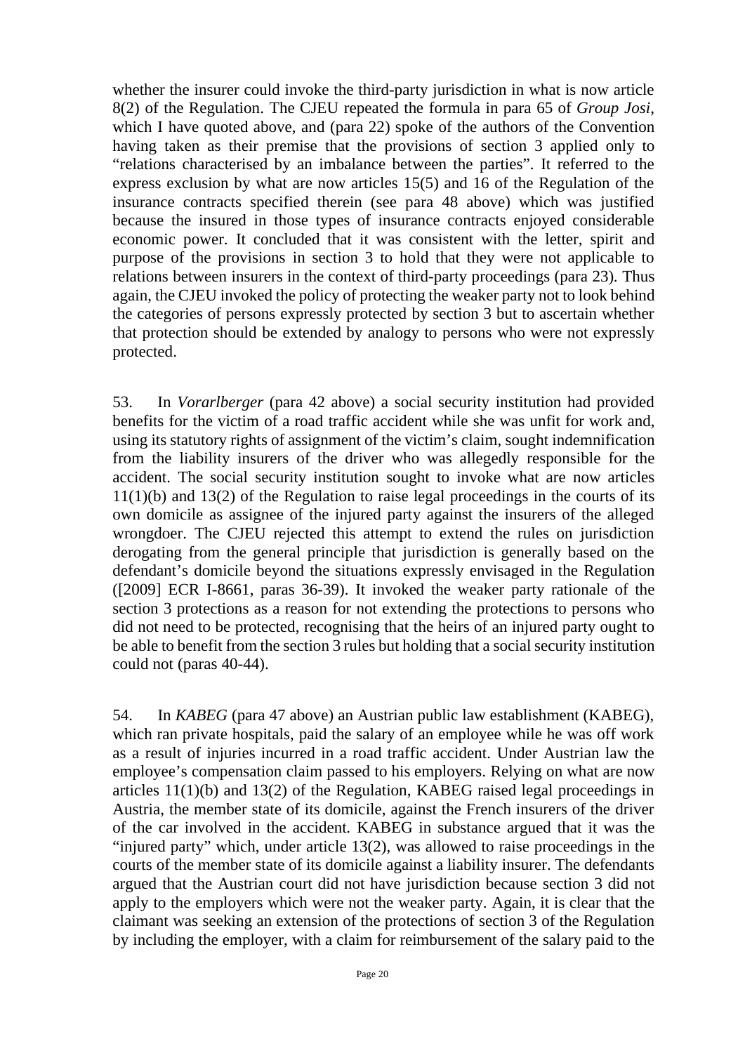whether the insurer could invoke the third-party jurisdiction in what is now article 8(2) of the Regulation. The CJEU repeated the formula in para 65 of *Group Josi*, which I have quoted above, and (para 22) spoke of the authors of the Convention having taken as their premise that the provisions of section 3 applied only to "relations characterised by an imbalance between the parties". It referred to the express exclusion by what are now articles 15(5) and 16 of the Regulation of the insurance contracts specified therein (see para 48 above) which was justified because the insured in those types of insurance contracts enjoyed considerable economic power. It concluded that it was consistent with the letter, spirit and purpose of the provisions in section 3 to hold that they were not applicable to relations between insurers in the context of third-party proceedings (para 23). Thus again, the CJEU invoked the policy of protecting the weaker party not to look behind the categories of persons expressly protected by section 3 but to ascertain whether that protection should be extended by analogy to persons who were not expressly protected.

53. In *Vorarlberger* (para 42 above) a social security institution had provided benefits for the victim of a road traffic accident while she was unfit for work and, using its statutory rights of assignment of the victim's claim, sought indemnification from the liability insurers of the driver who was allegedly responsible for the accident. The social security institution sought to invoke what are now articles 11(1)(b) and 13(2) of the Regulation to raise legal proceedings in the courts of its own domicile as assignee of the injured party against the insurers of the alleged wrongdoer. The CJEU rejected this attempt to extend the rules on jurisdiction derogating from the general principle that jurisdiction is generally based on the defendant's domicile beyond the situations expressly envisaged in the Regulation ([2009] ECR I-8661, paras 36-39). It invoked the weaker party rationale of the section 3 protections as a reason for not extending the protections to persons who did not need to be protected, recognising that the heirs of an injured party ought to be able to benefit from the section 3 rules but holding that a social security institution could not (paras 40-44).

54. In *KABEG* (para 47 above) an Austrian public law establishment (KABEG), which ran private hospitals, paid the salary of an employee while he was off work as a result of injuries incurred in a road traffic accident. Under Austrian law the employee's compensation claim passed to his employers. Relying on what are now articles 11(1)(b) and 13(2) of the Regulation, KABEG raised legal proceedings in Austria, the member state of its domicile, against the French insurers of the driver of the car involved in the accident. KABEG in substance argued that it was the "injured party" which, under article 13(2), was allowed to raise proceedings in the courts of the member state of its domicile against a liability insurer. The defendants argued that the Austrian court did not have jurisdiction because section 3 did not apply to the employers which were not the weaker party. Again, it is clear that the claimant was seeking an extension of the protections of section 3 of the Regulation by including the employer, with a claim for reimbursement of the salary paid to the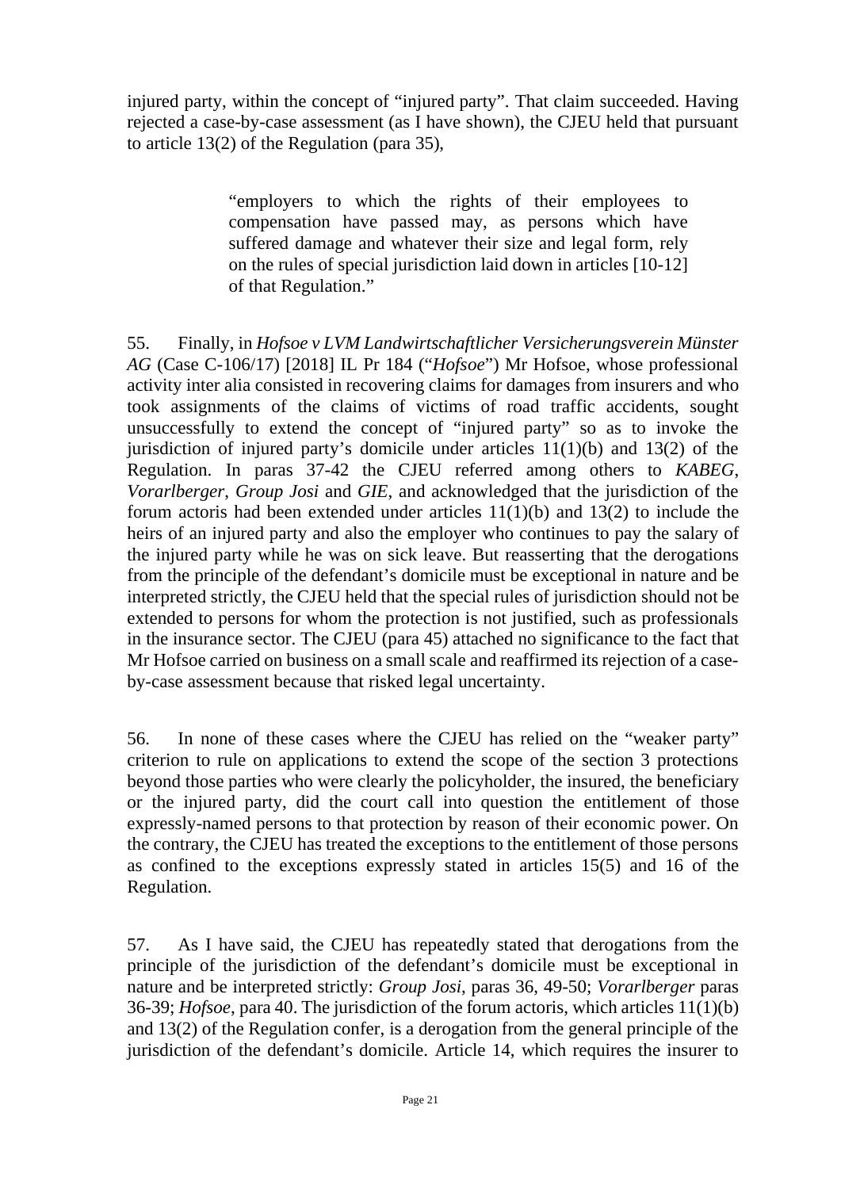injured party, within the concept of "injured party". That claim succeeded. Having rejected a case-by-case assessment (as I have shown), the CJEU held that pursuant to article 13(2) of the Regulation (para 35),

> "employers to which the rights of their employees to compensation have passed may, as persons which have suffered damage and whatever their size and legal form, rely on the rules of special jurisdiction laid down in articles [10-12] of that Regulation."

55. Finally, in *Hofsoe v LVM Landwirtschaftlicher Versicherungsverein Münster AG* (Case C-106/17) [2018] IL Pr 184 ("*Hofsoe*") Mr Hofsoe, whose professional activity inter alia consisted in recovering claims for damages from insurers and who took assignments of the claims of victims of road traffic accidents, sought unsuccessfully to extend the concept of "injured party" so as to invoke the jurisdiction of injured party's domicile under articles 11(1)(b) and 13(2) of the Regulation. In paras 37-42 the CJEU referred among others to *KABEG*, *Vorarlberger*, *Group Josi* and *GIE*, and acknowledged that the jurisdiction of the forum actoris had been extended under articles 11(1)(b) and 13(2) to include the heirs of an injured party and also the employer who continues to pay the salary of the injured party while he was on sick leave. But reasserting that the derogations from the principle of the defendant's domicile must be exceptional in nature and be interpreted strictly, the CJEU held that the special rules of jurisdiction should not be extended to persons for whom the protection is not justified, such as professionals in the insurance sector. The CJEU (para 45) attached no significance to the fact that Mr Hofsoe carried on business on a small scale and reaffirmed its rejection of a case-by-case assessment because that risked legal uncertainty.

56. In none of these cases where the CJEU has relied on the "weaker party" criterion to rule on applications to extend the scope of the section 3 protections beyond those parties who were clearly the policyholder, the insured, the beneficiary or the injured party, did the court call into question the entitlement of those expressly-named persons to that protection by reason of their economic power. On the contrary, the CJEU has treated the exceptions to the entitlement of those persons as confined to the exceptions expressly stated in articles 15(5) and 16 of the Regulation.

57. As I have said, the CJEU has repeatedly stated that derogations from the principle of the jurisdiction of the defendant's domicile must be exceptional in nature and be interpreted strictly: *Group Josi*, paras 36, 49-50; *Vorarlberger* paras 36-39; *Hofsoe*, para 40. The jurisdiction of the forum actoris, which articles 11(1)(b) and 13(2) of the Regulation confer, is a derogation from the general principle of the jurisdiction of the defendant's domicile. Article 14, which requires the insurer to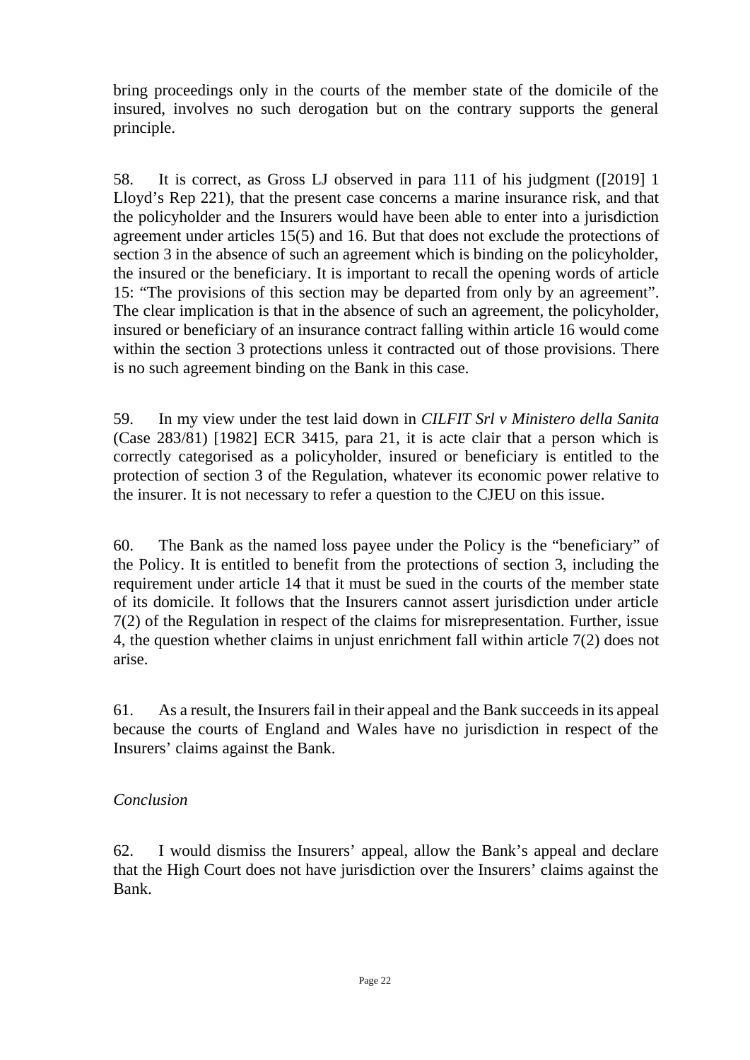bring proceedings only in the courts of the member state of the domicile of the insured, involves no such derogation but on the contrary supports the general principle.

58. It is correct, as Gross LJ observed in para 111 of his judgment ([2019] 1 Lloyd's Rep 221), that the present case concerns a marine insurance risk, and that the policyholder and the Insurers would have been able to enter into a jurisdiction agreement under articles 15(5) and 16. But that does not exclude the protections of section 3 in the absence of such an agreement which is binding on the policyholder, the insured or the beneficiary. It is important to recall the opening words of article 15: "The provisions of this section may be departed from only by an agreement". The clear implication is that in the absence of such an agreement, the policyholder, insured or beneficiary of an insurance contract falling within article 16 would come within the section 3 protections unless it contracted out of those provisions. There is no such agreement binding on the Bank in this case.

59. In my view under the test laid down in *CILFIT Srl v Ministero della Sanita* (Case 283/81) [1982] ECR 3415, para 21, it is acte clair that a person which is correctly categorised as a policyholder, insured or beneficiary is entitled to the protection of section 3 of the Regulation, whatever its economic power relative to the insurer. It is not necessary to refer a question to the CJEU on this issue.

60. The Bank as the named loss payee under the Policy is the "beneficiary" of the Policy. It is entitled to benefit from the protections of section 3, including the requirement under article 14 that it must be sued in the courts of the member state of its domicile. It follows that the Insurers cannot assert jurisdiction under article 7(2) of the Regulation in respect of the claims for misrepresentation. Further, issue 4, the question whether claims in unjust enrichment fall within article 7(2) does not arise.

61. As a result, the Insurers fail in their appeal and the Bank succeeds in its appeal because the courts of England and Wales have no jurisdiction in respect of the Insurers' claims against the Bank.

*Conclusion*

62. I would dismiss the Insurers' appeal, allow the Bank's appeal and declare that the High Court does not have jurisdiction over the Insurers' claims against the Bank.